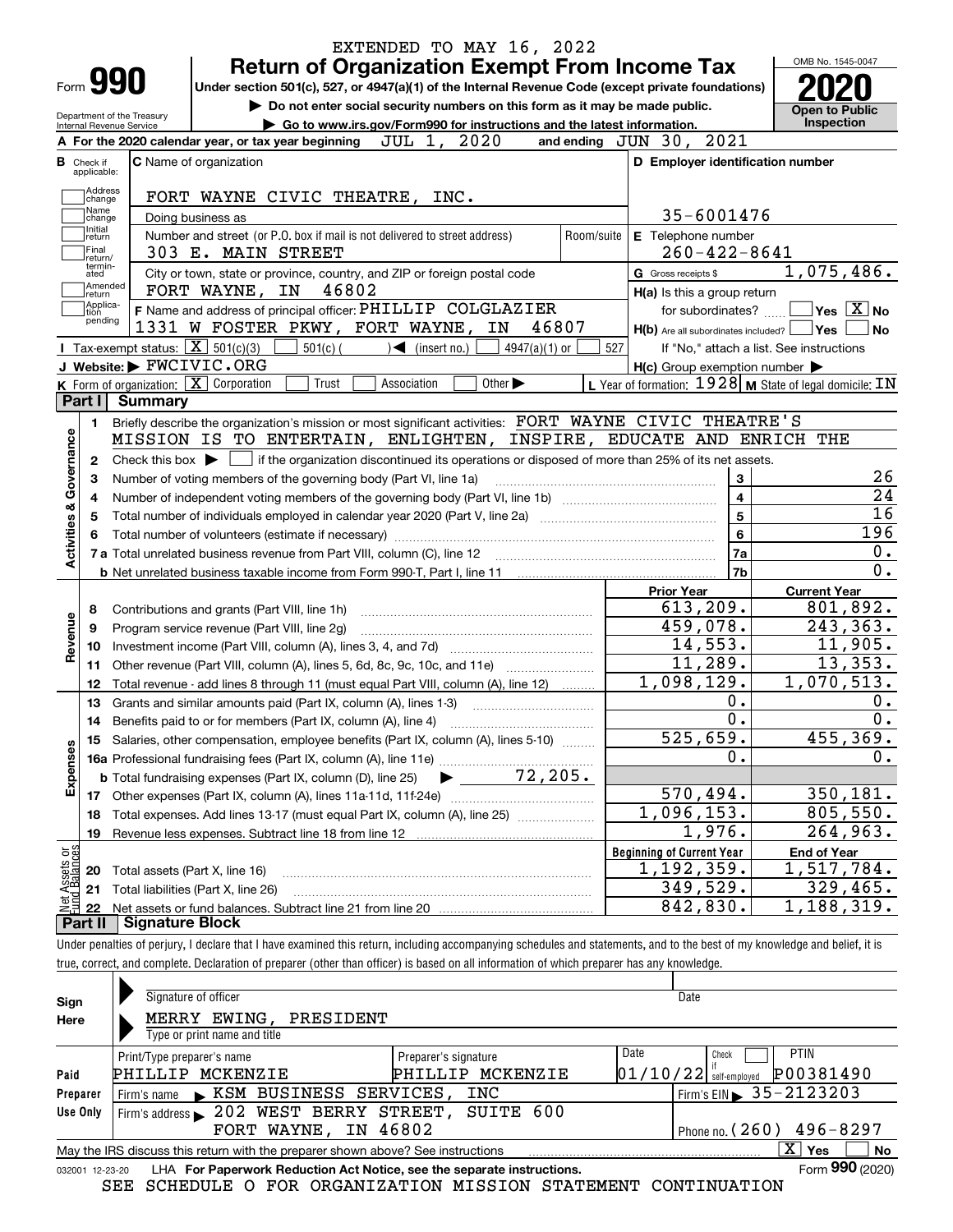EXTENDED TO MAY 16, 2022

# Form 990 Return of Organization Exempt From Income Tax 2020

Under section 501(c), 527, or 4947(a)(1) of the Internal Revenue Code (except private foundations)

▶ Do not enter social security numbers on this form as it may be made public.

▶ Go to www.irs.gov/Form990 for instructions and the latest information.

OMB No. 1545-0047

Open to Public Inspection

Department of the Treasury
Internal Revenue Service

**A** For the 2020 calendar year, or tax year beginning JUL 1, 2020 and ending JUN 30, 2021

**B** Check if applicable: Address change, Name change, Initial return, Final return/terminated, Amended return, Application pending

**C** Name of organization: FORT WAYNE CIVIC THEATRE, INC.

Doing business as

Number and street (or P.O. box if mail is not delivered to street address): 303 E. MAIN STREET — Room/suite

City or town, state or province, country, and ZIP or foreign postal code: FORT WAYNE, IN 46802

**D** Employer identification number: 35-6001476

**E** Telephone number: 260-422-8641

**G** Gross receipts $ 1,075,486.

**F** Name and address of principal officer: PHILLIP COLGLAZIER, 1331 W FOSTER PKWY, FORT WAYNE, IN 46807

**H(a)** Is this a group return for subordinates? ☐ Yes ☒ No

**H(b)** Are all subordinates included? ☐ Yes ☐ No — If "No," attach a list. See instructions

**H(c)** Group exemption number ▶

**I** Tax-exempt status: ☒ 501(c)(3) ☐ 501(c) ( ) ◀ (insert no.) ☐ 4947(a)(1) or ☐ 527

**J** Website: ▶ FWCIVIC.ORG

**K** Form of organization: ☒ Corporation ☐ Trust ☐ Association ☐ Other ▶

**L** Year of formation: 1928 **M** State of legal domicile: IN

## Part I Summary

**Activities & Governance**

1 Briefly describe the organization's mission or most significant activities: FORT WAYNE CIVIC THEATRE'S MISSION IS TO ENTERTAIN, ENLIGHTEN, INSPIRE, EDUCATE AND ENRICH THE

2 Check this box ▶ ☐ if the organization discontinued its operations or disposed of more than 25% of its net assets.

| | | | |
|---|---|---|---|
| 3 | Number of voting members of the governing body (Part VI, line 1a) | 3 | 26 |
| 4 | Number of independent voting members of the governing body (Part VI, line 1b) | 4 | 24 |
| 5 | Total number of individuals employed in calendar year 2020 (Part V, line 2a) | 5 | 16 |
| 6 | Total number of volunteers (estimate if necessary) | 6 | 196 |
| 7a | Total unrelated business revenue from Part VIII, column (C), line 12 | 7a | 0. |
| b | Net unrelated business taxable income from Form 990-T, Part I, line 11 | 7b | 0. |

| | | Prior Year | Current Year |
|---|---|---|---|
| **Revenue** | | | |
| 8 | Contributions and grants (Part VIII, line 1h) | 613,209. | 801,892. |
| 9 | Program service revenue (Part VIII, line 2g) | 459,078. | 243,363. |
| 10 | Investment income (Part VIII, column (A), lines 3, 4, and 7d) | 14,553. | 11,905. |
| 11 | Other revenue (Part VIII, column (A), lines 5, 6d, 8c, 9c, 10c, and 11e) | 11,289. | 13,353. |
| 12 | Total revenue - add lines 8 through 11 (must equal Part VIII, column (A), line 12) | 1,098,129. | 1,070,513. |
| **Expenses** | | | |
| 13 | Grants and similar amounts paid (Part IX, column (A), lines 1-3) | 0. | 0. |
| 14 | Benefits paid to or for members (Part IX, column (A), line 4) | 0. | 0. |
| 15 | Salaries, other compensation, employee benefits (Part IX, column (A), lines 5-10) | 525,659. | 455,369. |
| 16a | Professional fundraising fees (Part IX, column (A), line 11e) | 0. | 0. |
| b | Total fundraising expenses (Part IX, column (D), line 25) ▶ 72,205. | | |
| 17 | Other expenses (Part IX, column (A), lines 11a-11d, 11f-24e) | 570,494. | 350,181. |
| 18 | Total expenses. Add lines 13-17 (must equal Part IX, column (A), line 25) | 1,096,153. | 805,550. |
| 19 | Revenue less expenses. Subtract line 18 from line 12 | 1,976. | 264,963. |

| | | Beginning of Current Year | End of Year |
|---|---|---|---|
| **Net Assets or Fund Balances** | | | |
| 20 | Total assets (Part X, line 16) | 1,192,359. | 1,517,784. |
| 21 | Total liabilities (Part X, line 26) | 349,529. | 329,465. |
| 22 | Net assets or fund balances. Subtract line 21 from line 20 | 842,830. | 1,188,319. |

## Part II Signature Block

Under penalties of perjury, I declare that I have examined this return, including accompanying schedules and statements, and to the best of my knowledge and belief, it is true, correct, and complete. Declaration of preparer (other than officer) is based on all information of which preparer has any knowledge.

**Sign Here**

Signature of officer — Date

MERRY EWING, PRESIDENT
Type or print name and title

**Paid Preparer Use Only**

| Print/Type preparer's name | Preparer's signature | Date | Check ☐ if self-employed | PTIN |
|---|---|---|---|---|
| PHILLIP MCKENZIE | PHILLIP MCKENZIE | 01/10/22 | | P00381490 |

Firm's name ▶ KSM BUSINESS SERVICES, INC — Firm's EIN ▶ 35-2123203

Firm's address ▶ 202 WEST BERRY STREET, SUITE 600, FORT WAYNE, IN 46802 — Phone no. (260) 496-8297

May the IRS discuss this return with the preparer shown above? See instructions ☒ Yes ☐ No

032001 12-23-20 LHA For Paperwork Reduction Act Notice, see the separate instructions. Form 990 (2020)

SEE SCHEDULE O FOR ORGANIZATION MISSION STATEMENT CONTINUATION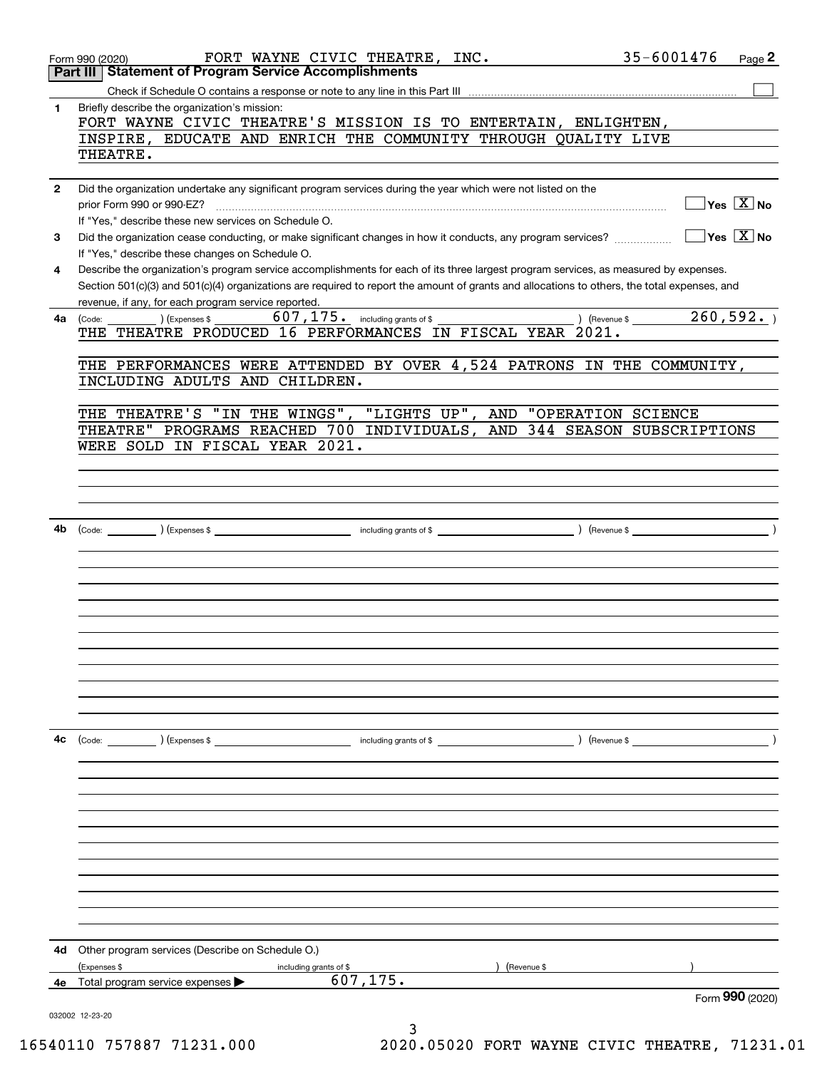Form 990 (2020) FORT WAYNE CIVIC THEATRE, INC. 35-6001476 Page 2

## Part III Statement of Program Service Accomplishments

Check if Schedule O contains a response or note to any line in this Part III [ ]

**1** Briefly describe the organization's mission:

FORT WAYNE CIVIC THEATRE'S MISSION IS TO ENTERTAIN, ENLIGHTEN, INSPIRE, EDUCATE AND ENRICH THE COMMUNITY THROUGH QUALITY LIVE THEATRE.

**2** Did the organization undertake any significant program services during the year which were not listed on the prior Form 990 or 990-EZ? [ ] Yes [X] No

If "Yes," describe these new services on Schedule O.

**3** Did the organization cease conducting, or make significant changes in how it conducts, any program services? [ ] Yes [X] No

If "Yes," describe these changes on Schedule O.

**4** Describe the organization's program service accomplishments for each of its three largest program services, as measured by expenses. Section 501(c)(3) and 501(c)(4) organizations are required to report the amount of grants and allocations to others, the total expenses, and revenue, if any, for each program service reported.

**4a** (Code: ) (Expenses $ 607,175. including grants of $ ) (Revenue $ 260,592. )

THE THEATRE PRODUCED 16 PERFORMANCES IN FISCAL YEAR 2021.

THE PERFORMANCES WERE ATTENDED BY OVER 4,524 PATRONS IN THE COMMUNITY, INCLUDING ADULTS AND CHILDREN.

THE THEATRE'S "IN THE WINGS", "LIGHTS UP", AND "OPERATION SCIENCE THEATRE" PROGRAMS REACHED 700 INDIVIDUALS, AND 344 SEASON SUBSCRIPTIONS WERE SOLD IN FISCAL YEAR 2021.

**4b** (Code: ) (Expenses $ including grants of $ ) (Revenue $ )

**4c** (Code: ) (Expenses $ including grants of $ ) (Revenue $ )

**4d** Other program services (Describe on Schedule O.)

(Expenses $ including grants of $ ) (Revenue $ )

**4e** Total program service expenses ▶ 607,175.

Form **990** (2020)

032002 12-23-20

16540110 757887 71231.000 2020.05020 FORT WAYNE CIVIC THEATRE, 71231.01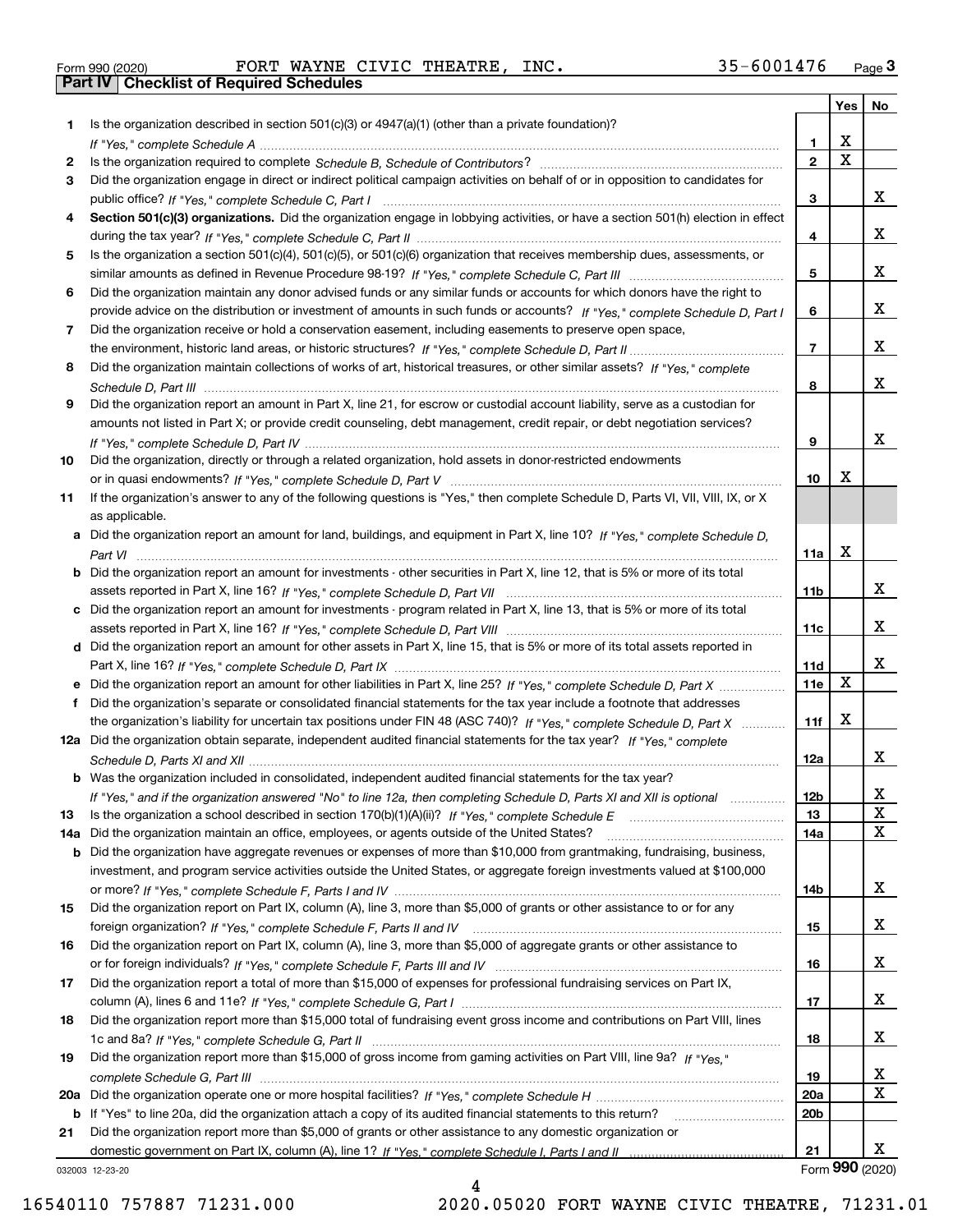Form 990 (2020) FORT WAYNE CIVIC THEATRE, INC. 35-6001476 Page 3

## Part IV Checklist of Required Schedules

| | | | Yes | No |
|---|---|---|---|---|
| 1 | Is the organization described in section 501(c)(3) or 4947(a)(1) (other than a private foundation)? *If "Yes," complete Schedule A* | 1 | X | |
| 2 | Is the organization required to complete *Schedule B, Schedule of Contributors*? | 2 | X | |
| 3 | Did the organization engage in direct or indirect political campaign activities on behalf of or in opposition to candidates for public office? *If "Yes," complete Schedule C, Part I* | 3 | | X |
| 4 | **Section 501(c)(3) organizations.** Did the organization engage in lobbying activities, or have a section 501(h) election in effect during the tax year? *If "Yes," complete Schedule C, Part II* | 4 | | X |
| 5 | Is the organization a section 501(c)(4), 501(c)(5), or 501(c)(6) organization that receives membership dues, assessments, or similar amounts as defined in Revenue Procedure 98-19? *If "Yes," complete Schedule C, Part III* | 5 | | X |
| 6 | Did the organization maintain any donor advised funds or any similar funds or accounts for which donors have the right to provide advice on the distribution or investment of amounts in such funds or accounts? *If "Yes," complete Schedule D, Part I* | 6 | | X |
| 7 | Did the organization receive or hold a conservation easement, including easements to preserve open space, the environment, historic land areas, or historic structures? *If "Yes," complete Schedule D, Part II* | 7 | | X |
| 8 | Did the organization maintain collections of works of art, historical treasures, or other similar assets? *If "Yes," complete Schedule D, Part III* | 8 | | X |
| 9 | Did the organization report an amount in Part X, line 21, for escrow or custodial account liability, serve as a custodian for amounts not listed in Part X; or provide credit counseling, debt management, credit repair, or debt negotiation services? *If "Yes," complete Schedule D, Part IV* | 9 | | X |
| 10 | Did the organization, directly or through a related organization, hold assets in donor-restricted endowments or in quasi endowments? *If "Yes," complete Schedule D, Part V* | 10 | X | |
| 11 | If the organization's answer to any of the following questions is "Yes," then complete Schedule D, Parts VI, VII, VIII, IX, or X as applicable. | | | |
| a | Did the organization report an amount for land, buildings, and equipment in Part X, line 10? *If "Yes," complete Schedule D, Part VI* | 11a | X | |
| b | Did the organization report an amount for investments - other securities in Part X, line 12, that is 5% or more of its total assets reported in Part X, line 16? *If "Yes," complete Schedule D, Part VII* | 11b | | X |
| c | Did the organization report an amount for investments - program related in Part X, line 13, that is 5% or more of its total assets reported in Part X, line 16? *If "Yes," complete Schedule D, Part VIII* | 11c | | X |
| d | Did the organization report an amount for other assets in Part X, line 15, that is 5% or more of its total assets reported in Part X, line 16? *If "Yes," complete Schedule D, Part IX* | 11d | | X |
| e | Did the organization report an amount for other liabilities in Part X, line 25? *If "Yes," complete Schedule D, Part X* | 11e | X | |
| f | Did the organization's separate or consolidated financial statements for the tax year include a footnote that addresses the organization's liability for uncertain tax positions under FIN 48 (ASC 740)? *If "Yes," complete Schedule D, Part X* | 11f | X | |
| 12a | Did the organization obtain separate, independent audited financial statements for the tax year? *If "Yes," complete Schedule D, Parts XI and XII* | 12a | | X |
| b | Was the organization included in consolidated, independent audited financial statements for the tax year? *If "Yes," and if the organization answered "No" to line 12a, then completing Schedule D, Parts XI and XII is optional* | 12b | | X |
| 13 | Is the organization a school described in section 170(b)(1)(A)(ii)? *If "Yes," complete Schedule E* | 13 | | X |
| 14a | Did the organization maintain an office, employees, or agents outside of the United States? | 14a | | X |
| b | Did the organization have aggregate revenues or expenses of more than $10,000 from grantmaking, fundraising, business, investment, and program service activities outside the United States, or aggregate foreign investments valued at $100,000 or more? *If "Yes," complete Schedule F, Parts I and IV* | 14b | | X |
| 15 | Did the organization report on Part IX, column (A), line 3, more than $5,000 of grants or other assistance to or for any foreign organization? *If "Yes," complete Schedule F, Parts II and IV* | 15 | | X |
| 16 | Did the organization report on Part IX, column (A), line 3, more than $5,000 of aggregate grants or other assistance to or for foreign individuals? *If "Yes," complete Schedule F, Parts III and IV* | 16 | | X |
| 17 | Did the organization report a total of more than $15,000 of expenses for professional fundraising services on Part IX, column (A), lines 6 and 11e? *If "Yes," complete Schedule G, Part I* | 17 | | X |
| 18 | Did the organization report more than $15,000 total of fundraising event gross income and contributions on Part VIII, lines 1c and 8a? *If "Yes," complete Schedule G, Part II* | 18 | | X |
| 19 | Did the organization report more than $15,000 of gross income from gaming activities on Part VIII, line 9a? *If "Yes," complete Schedule G, Part III* | 19 | | X |
| 20a | Did the organization operate one or more hospital facilities? *If "Yes," complete Schedule H* | 20a | | X |
| b | If "Yes" to line 20a, did the organization attach a copy of its audited financial statements to this return? | 20b | | |
| 21 | Did the organization report more than $5,000 of grants or other assistance to any domestic organization or domestic government on Part IX, column (A), line 1? *If "Yes," complete Schedule I, Parts I and II* | 21 | | X |

032003 12-23-20 Form **990** (2020)

16540110 757887 71231.000 2020.05020 FORT WAYNE CIVIC THEATRE, 71231.01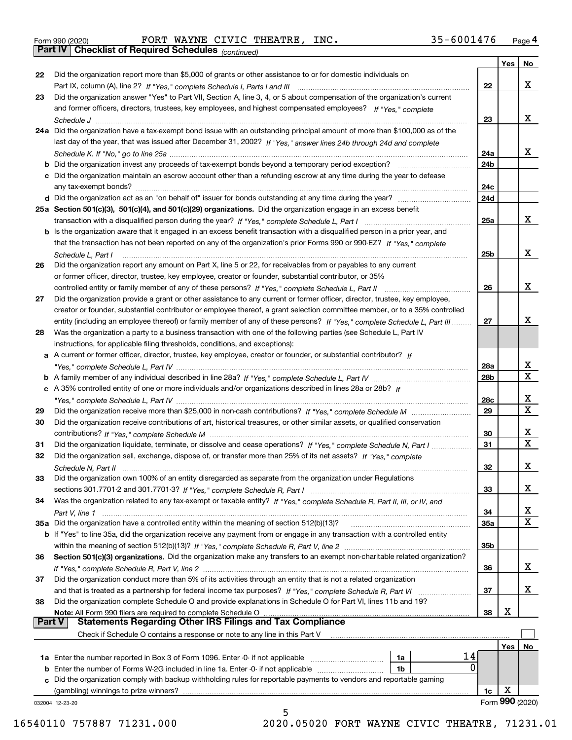Form 990 (2020) FORT WAYNE CIVIC THEATRE, INC. 35-6001476 Page 4

## Part IV Checklist of Required Schedules *(continued)*

| | | | Yes | No |
|---|---|---|---|---|
| 22 | Did the organization report more than $5,000 of grants or other assistance to or for domestic individuals on Part IX, column (A), line 2? *If "Yes," complete Schedule I, Parts I and III* | 22 | | X |
| 23 | Did the organization answer "Yes" to Part VII, Section A, line 3, 4, or 5 about compensation of the organization's current and former officers, directors, trustees, key employees, and highest compensated employees? *If "Yes," complete Schedule J* | 23 | | X |
| 24a | Did the organization have a tax-exempt bond issue with an outstanding principal amount of more than $100,000 as of the last day of the year, that was issued after December 31, 2002? *If "Yes," answer lines 24b through 24d and complete Schedule K. If "No," go to line 25a* | 24a | | X |
| b | Did the organization invest any proceeds of tax-exempt bonds beyond a temporary period exception? | 24b | | |
| c | Did the organization maintain an escrow account other than a refunding escrow at any time during the year to defease any tax-exempt bonds? | 24c | | |
| d | Did the organization act as an "on behalf of" issuer for bonds outstanding at any time during the year? | 24d | | |
| 25a | **Section 501(c)(3), 501(c)(4), and 501(c)(29) organizations.** Did the organization engage in an excess benefit transaction with a disqualified person during the year? *If "Yes," complete Schedule L, Part I* | 25a | | X |
| b | Is the organization aware that it engaged in an excess benefit transaction with a disqualified person in a prior year, and that the transaction has not been reported on any of the organization's prior Forms 990 or 990-EZ? *If "Yes," complete Schedule L, Part I* | 25b | | X |
| 26 | Did the organization report any amount on Part X, line 5 or 22, for receivables from or payables to any current or former officer, director, trustee, key employee, creator or founder, substantial contributor, or 35% controlled entity or family member of any of these persons? *If "Yes," complete Schedule L, Part II* | 26 | | X |
| 27 | Did the organization provide a grant or other assistance to any current or former officer, director, trustee, key employee, creator or founder, substantial contributor or employee thereof, a grant selection committee member, or to a 35% controlled entity (including an employee thereof) or family member of any of these persons? *If "Yes," complete Schedule L, Part III* | 27 | | X |
| 28 | Was the organization a party to a business transaction with one of the following parties (see Schedule L, Part IV instructions, for applicable filing thresholds, conditions, and exceptions): | | | |
| a | A current or former officer, director, trustee, key employee, creator or founder, or substantial contributor? *If "Yes," complete Schedule L, Part IV* | 28a | | X |
| b | A family member of any individual described in line 28a? *If "Yes," complete Schedule L, Part IV* | 28b | | X |
| c | A 35% controlled entity of one or more individuals and/or organizations described in lines 28a or 28b? *If "Yes," complete Schedule L, Part IV* | 28c | | X |
| 29 | Did the organization receive more than $25,000 in non-cash contributions? *If "Yes," complete Schedule M* | 29 | | X |
| 30 | Did the organization receive contributions of art, historical treasures, or other similar assets, or qualified conservation contributions? *If "Yes," complete Schedule M* | 30 | | X |
| 31 | Did the organization liquidate, terminate, or dissolve and cease operations? *If "Yes," complete Schedule N, Part I* | 31 | | X |
| 32 | Did the organization sell, exchange, dispose of, or transfer more than 25% of its net assets? *If "Yes," complete Schedule N, Part II* | 32 | | X |
| 33 | Did the organization own 100% of an entity disregarded as separate from the organization under Regulations sections 301.7701-2 and 301.7701-3? *If "Yes," complete Schedule R, Part I* | 33 | | X |
| 34 | Was the organization related to any tax-exempt or taxable entity? *If "Yes," complete Schedule R, Part II, III, or IV, and Part V, line 1* | 34 | | X |
| 35a | Did the organization have a controlled entity within the meaning of section 512(b)(13)? | 35a | | X |
| b | If "Yes" to line 35a, did the organization receive any payment from or engage in any transaction with a controlled entity within the meaning of section 512(b)(13)? *If "Yes," complete Schedule R, Part V, line 2* | 35b | | |
| 36 | **Section 501(c)(3) organizations.** Did the organization make any transfers to an exempt non-charitable related organization? *If "Yes," complete Schedule R, Part V, line 2* | 36 | | X |
| 37 | Did the organization conduct more than 5% of its activities through an entity that is not a related organization and that is treated as a partnership for federal income tax purposes? *If "Yes," complete Schedule R, Part VI* | 37 | | X |
| 38 | Did the organization complete Schedule O and provide explanations in Schedule O for Part VI, lines 11b and 19? **Note:** All Form 990 filers are required to complete Schedule O | 38 | X | |

## Part V Statements Regarding Other IRS Filings and Tax Compliance

Check if Schedule O contains a response or note to any line in this Part V ☐

| | | | | | Yes | No |
|---|---|---|---|---|---|---|
| 1a | Enter the number reported in Box 3 of Form 1096. Enter -0- if not applicable | 1a | 14 | | | |
| b | Enter the number of Forms W-2G included in line 1a. Enter -0- if not applicable | 1b | 0 | | | |
| c | Did the organization comply with backup withholding rules for reportable payments to vendors and reportable gaming (gambling) winnings to prize winners? | | | 1c | X | |

032004 12-23-20 Form **990** (2020)

16540110 757887 71231.000 2020.05020 FORT WAYNE CIVIC THEATRE, 71231.01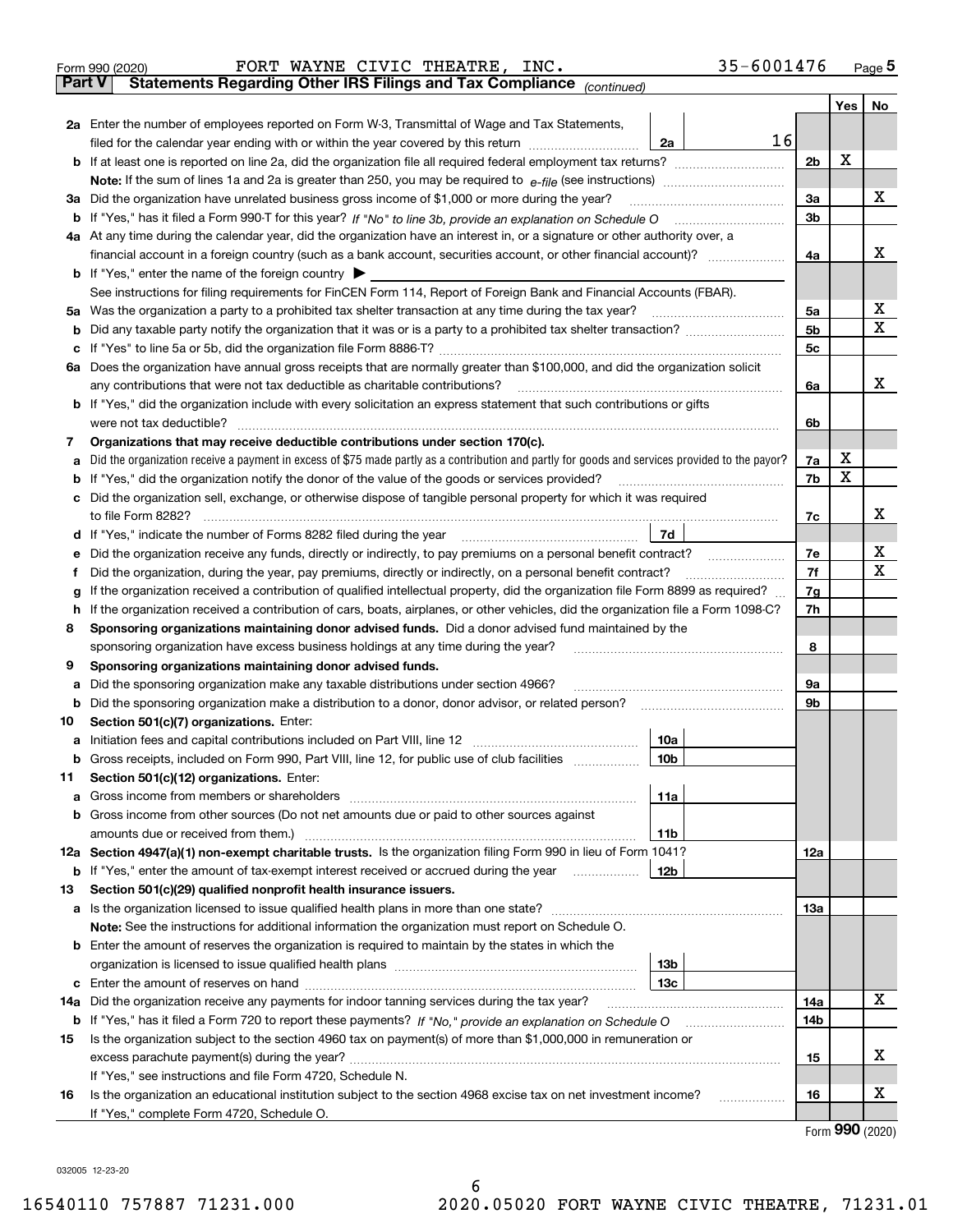Form 990 (2020) FORT WAYNE CIVIC THEATRE, INC. 35-6001476

## Part V Statements Regarding Other IRS Filings and Tax Compliance *(continued)*

| | | | | Yes | No |
|---|---|---|---|---|---|
| **2a** | Enter the number of employees reported on Form W-3, Transmittal of Wage and Tax Statements, filed for the calendar year ending with or within the year covered by this return | 2a | 16 | | |
| **b** | If at least one is reported on line 2a, did the organization file all required federal employment tax returns? | | 2b | X | |
| | **Note:** If the sum of lines 1a and 2a is greater than 250, you may be required to *e-file* (see instructions) | | | | |
| **3a** | Did the organization have unrelated business gross income of $1,000 or more during the year? | | 3a | | X |
| **b** | If "Yes," has it filed a Form 990-T for this year? *If "No" to line 3b, provide an explanation on Schedule O* | | 3b | | |
| **4a** | At any time during the calendar year, did the organization have an interest in, or a signature or other authority over, a financial account in a foreign country (such as a bank account, securities account, or other financial account)? | | 4a | | X |
| **b** | If "Yes," enter the name of the foreign country ▶ | | | | |
| | See instructions for filing requirements for FinCEN Form 114, Report of Foreign Bank and Financial Accounts (FBAR). | | | | |
| **5a** | Was the organization a party to a prohibited tax shelter transaction at any time during the tax year? | | 5a | | X |
| **b** | Did any taxable party notify the organization that it was or is a party to a prohibited tax shelter transaction? | | 5b | | X |
| **c** | If "Yes" to line 5a or 5b, did the organization file Form 8886-T? | | 5c | | |
| **6a** | Does the organization have annual gross receipts that are normally greater than $100,000, and did the organization solicit any contributions that were not tax deductible as charitable contributions? | | 6a | | X |
| **b** | If "Yes," did the organization include with every solicitation an express statement that such contributions or gifts were not tax deductible? | | 6b | | |
| **7** | **Organizations that may receive deductible contributions under section 170(c).** | | | | |
| **a** | Did the organization receive a payment in excess of $75 made partly as a contribution and partly for goods and services provided to the payor? | | 7a | X | |
| **b** | If "Yes," did the organization notify the donor of the value of the goods or services provided? | | 7b | X | |
| **c** | Did the organization sell, exchange, or otherwise dispose of tangible personal property for which it was required to file Form 8282? | | 7c | | X |
| **d** | If "Yes," indicate the number of Forms 8282 filed during the year | 7d | | | |
| **e** | Did the organization receive any funds, directly or indirectly, to pay premiums on a personal benefit contract? | | 7e | | X |
| **f** | Did the organization, during the year, pay premiums, directly or indirectly, on a personal benefit contract? | | 7f | | X |
| **g** | If the organization received a contribution of qualified intellectual property, did the organization file Form 8899 as required? | | 7g | | |
| **h** | If the organization received a contribution of cars, boats, airplanes, or other vehicles, did the organization file a Form 1098-C? | | 7h | | |
| **8** | **Sponsoring organizations maintaining donor advised funds.** Did a donor advised fund maintained by the sponsoring organization have excess business holdings at any time during the year? | | 8 | | |
| **9** | **Sponsoring organizations maintaining donor advised funds.** | | | | |
| **a** | Did the sponsoring organization make any taxable distributions under section 4966? | | 9a | | |
| **b** | Did the sponsoring organization make a distribution to a donor, donor advisor, or related person? | | 9b | | |
| **10** | **Section 501(c)(7) organizations.** Enter: | | | | |
| **a** | Initiation fees and capital contributions included on Part VIII, line 12 | 10a | | | |
| **b** | Gross receipts, included on Form 990, Part VIII, line 12, for public use of club facilities | 10b | | | |
| **11** | **Section 501(c)(12) organizations.** Enter: | | | | |
| **a** | Gross income from members or shareholders | 11a | | | |
| **b** | Gross income from other sources (Do not net amounts due or paid to other sources against amounts due or received from them.) | 11b | | | |
| **12a** | **Section 4947(a)(1) non-exempt charitable trusts.** Is the organization filing Form 990 in lieu of Form 1041? | | 12a | | |
| **b** | If "Yes," enter the amount of tax-exempt interest received or accrued during the year | 12b | | | |
| **13** | **Section 501(c)(29) qualified nonprofit health insurance issuers.** | | | | |
| **a** | Is the organization licensed to issue qualified health plans in more than one state? | | 13a | | |
| | **Note:** See the instructions for additional information the organization must report on Schedule O. | | | | |
| **b** | Enter the amount of reserves the organization is required to maintain by the states in which the organization is licensed to issue qualified health plans | 13b | | | |
| **c** | Enter the amount of reserves on hand | 13c | | | |
| **14a** | Did the organization receive any payments for indoor tanning services during the tax year? | | 14a | | X |
| **b** | If "Yes," has it filed a Form 720 to report these payments? *If "No," provide an explanation on Schedule O* | | 14b | | |
| **15** | Is the organization subject to the section 4960 tax on payment(s) of more than $1,000,000 in remuneration or excess parachute payment(s) during the year? | | 15 | | X |
| | If "Yes," see instructions and file Form 4720, Schedule N. | | | | |
| **16** | Is the organization an educational institution subject to the section 4968 excise tax on net investment income? | | 16 | | X |
| | If "Yes," complete Form 4720, Schedule O. | | | | |

Form **990** (2020)

032005 12-23-20

16540110 757887 71231.000 2020.05020 FORT WAYNE CIVIC THEATRE, 71231.01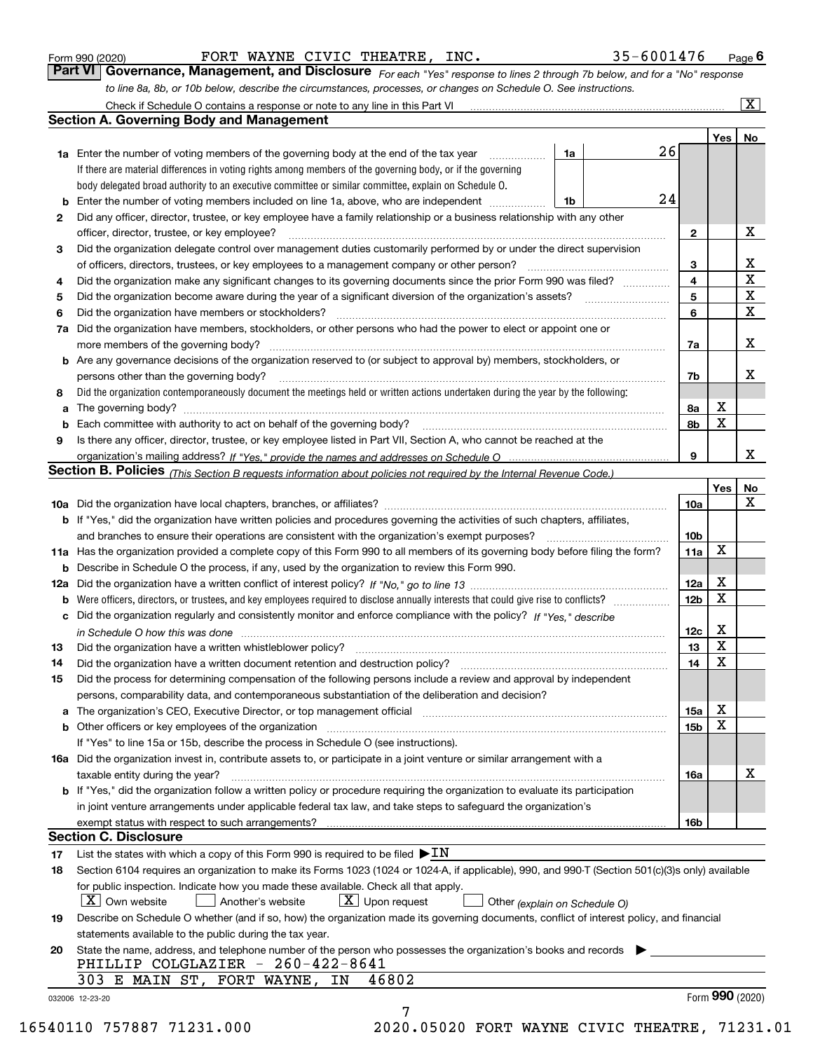Form 990 (2020) FORT WAYNE CIVIC THEATRE, INC. 35-6001476 Page 6

## Part VI Governance, Management, and Disclosure

*For each "Yes" response to lines 2 through 7b below, and for a "No" response to line 8a, 8b, or 10b below, describe the circumstances, processes, or changes on Schedule O. See instructions.*

Check if Schedule O contains a response or note to any line in this Part VI [X]

### Section A. Governing Body and Management

| | | | | Yes | No |
|---|---|---|---|---|---|
| **1a** | Enter the number of voting members of the governing body at the end of the tax year. If there are material differences in voting rights among members of the governing body, or if the governing body delegated broad authority to an executive committee or similar committee, explain on Schedule O. | 1a: 26 | | | |
| **b** | Enter the number of voting members included on line 1a, above, who are independent | 1b: 24 | | | |
| **2** | Did any officer, director, trustee, or key employee have a family relationship or a business relationship with any other officer, director, trustee, or key employee? | | 2 | | X |
| **3** | Did the organization delegate control over management duties customarily performed by or under the direct supervision of officers, directors, trustees, or key employees to a management company or other person? | | 3 | | X |
| **4** | Did the organization make any significant changes to its governing documents since the prior Form 990 was filed? | | 4 | | X |
| **5** | Did the organization become aware during the year of a significant diversion of the organization's assets? | | 5 | | X |
| **6** | Did the organization have members or stockholders? | | 6 | | X |
| **7a** | Did the organization have members, stockholders, or other persons who had the power to elect or appoint one or more members of the governing body? | | 7a | | X |
| **b** | Are any governance decisions of the organization reserved to (or subject to approval by) members, stockholders, or persons other than the governing body? | | 7b | | X |
| **8** | Did the organization contemporaneously document the meetings held or written actions undertaken during the year by the following: | | | | |
| **a** | The governing body? | | 8a | X | |
| **b** | Each committee with authority to act on behalf of the governing body? | | 8b | X | |
| **9** | Is there any officer, director, trustee, or key employee listed in Part VII, Section A, who cannot be reached at the organization's mailing address? *If "Yes," provide the names and addresses on Schedule O* | | 9 | | X |

### Section B. Policies *(This Section B requests information about policies not required by the Internal Revenue Code.)*

| | | | Yes | No |
|---|---|---|---|---|
| **10a** | Did the organization have local chapters, branches, or affiliates? | 10a | | X |
| **b** | If "Yes," did the organization have written policies and procedures governing the activities of such chapters, affiliates, and branches to ensure their operations are consistent with the organization's exempt purposes? | 10b | | |
| **11a** | Has the organization provided a complete copy of this Form 990 to all members of its governing body before filing the form? | 11a | X | |
| **b** | Describe in Schedule O the process, if any, used by the organization to review this Form 990. | | | |
| **12a** | Did the organization have a written conflict of interest policy? *If "No," go to line 13* | 12a | X | |
| **b** | Were officers, directors, or trustees, and key employees required to disclose annually interests that could give rise to conflicts? | 12b | X | |
| **c** | Did the organization regularly and consistently monitor and enforce compliance with the policy? *If "Yes," describe in Schedule O how this was done* | 12c | X | |
| **13** | Did the organization have a written whistleblower policy? | 13 | X | |
| **14** | Did the organization have a written document retention and destruction policy? | 14 | X | |
| **15** | Did the process for determining compensation of the following persons include a review and approval by independent persons, comparability data, and contemporaneous substantiation of the deliberation and decision? | | | |
| **a** | The organization's CEO, Executive Director, or top management official | 15a | X | |
| **b** | Other officers or key employees of the organization | 15b | X | |
| | If "Yes" to line 15a or 15b, describe the process in Schedule O (see instructions). | | | |
| **16a** | Did the organization invest in, contribute assets to, or participate in a joint venture or similar arrangement with a taxable entity during the year? | 16a | | X |
| **b** | If "Yes," did the organization follow a written policy or procedure requiring the organization to evaluate its participation in joint venture arrangements under applicable federal tax law, and take steps to safeguard the organization's exempt status with respect to such arrangements? | 16b | | |

### Section C. Disclosure

**17** List the states with which a copy of this Form 990 is required to be filed ▶ IN

**18** Section 6104 requires an organization to make its Forms 1023 (1024 or 1024-A, if applicable), 990, and 990-T (Section 501(c)(3)s only) available for public inspection. Indicate how you made these available. Check all that apply.

[X] Own website [ ] Another's website [X] Upon request [ ] Other *(explain on Schedule O)*

**19** Describe on Schedule O whether (and if so, how) the organization made its governing documents, conflict of interest policy, and financial statements available to the public during the tax year.

**20** State the name, address, and telephone number of the person who possesses the organization's books and records ▶

PHILLIP COLGLAZIER - 260-422-8641
303 E MAIN ST, FORT WAYNE, IN 46802

032006 12-23-20 Form **990** (2020)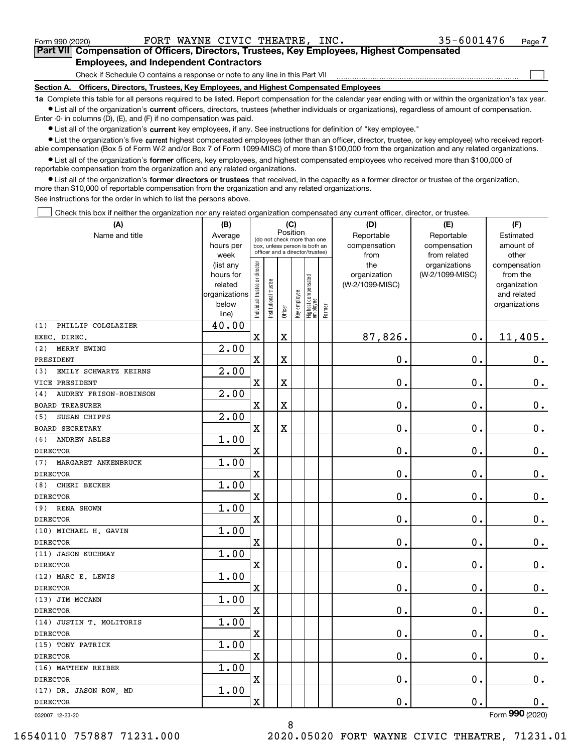Form 990 (2020) FORT WAYNE CIVIC THEATRE, INC. 35-6001476 Page 7

## Part VII Compensation of Officers, Directors, Trustees, Key Employees, Highest Compensated Employees, and Independent Contractors

Check if Schedule O contains a response or note to any line in this Part VII

### Section A. Officers, Directors, Trustees, Key Employees, and Highest Compensated Employees

**1a** Complete this table for all persons required to be listed. Report compensation for the calendar year ending with or within the organization's tax year.

- List all of the organization's **current** officers, directors, trustees (whether individuals or organizations), regardless of amount of compensation. Enter -0- in columns (D), (E), and (F) if no compensation was paid.
- List all of the organization's **current** key employees, if any. See instructions for definition of "key employee."
- List the organization's five **current** highest compensated employees (other than an officer, director, trustee, or key employee) who received reportable compensation (Box 5 of Form W-2 and/or Box 7 of Form 1099-MISC) of more than $100,000 from the organization and any related organizations.
- List all of the organization's **former** officers, key employees, and highest compensated employees who received more than $100,000 of reportable compensation from the organization and any related organizations.
- List all of the organization's **former directors or trustees** that received, in the capacity as a former director or trustee of the organization, more than $10,000 of reportable compensation from the organization and any related organizations.

See instructions for the order in which to list the persons above.

Check this box if neither the organization nor any related organization compensated any current officer, director, or trustee.

| (A) Name and title | (B) Average hours per week (list any hours for related organizations below line) | (C) Position: Individual trustee or director | Institutional trustee | Officer | Key employee | Highest compensated employee | Former | (D) Reportable compensation from the organization (W-2/1099-MISC) | (E) Reportable compensation from related organizations (W-2/1099-MISC) | (F) Estimated amount of other compensation from the organization and related organizations |
|---|---|---|---|---|---|---|---|---|---|---|
| (1) PHILLIP COLGLAZIER<br>EXEC. DIREC. | 40.00 | X | | X | | | | 87,826. | 0. | 11,405. |
| (2) MERRY EWING<br>PRESIDENT | 2.00 | X | | X | | | | 0. | 0. | 0. |
| (3) EMILY SCHWARTZ KEIRNS<br>VICE PRESIDENT | 2.00 | X | | X | | | | 0. | 0. | 0. |
| (4) AUDREY FRISON-ROBINSON<br>BOARD TREASURER | 2.00 | X | | X | | | | 0. | 0. | 0. |
| (5) SUSAN CHIPPS<br>BOARD SECRETARY | 2.00 | X | | X | | | | 0. | 0. | 0. |
| (6) ANDREW ABLES<br>DIRECTOR | 1.00 | X | | | | | | 0. | 0. | 0. |
| (7) MARGARET ANKENBRUCK<br>DIRECTOR | 1.00 | X | | | | | | 0. | 0. | 0. |
| (8) CHERI BECKER<br>DIRECTOR | 1.00 | X | | | | | | 0. | 0. | 0. |
| (9) RENA SHOWN<br>DIRECTOR | 1.00 | X | | | | | | 0. | 0. | 0. |
| (10) MICHAEL H. GAVIN<br>DIRECTOR | 1.00 | X | | | | | | 0. | 0. | 0. |
| (11) JASON KUCHMAY<br>DIRECTOR | 1.00 | X | | | | | | 0. | 0. | 0. |
| (12) MARC E. LEWIS<br>DIRECTOR | 1.00 | X | | | | | | 0. | 0. | 0. |
| (13) JIM MCCANN<br>DIRECTOR | 1.00 | X | | | | | | 0. | 0. | 0. |
| (14) JUSTIN T. MOLITORIS<br>DIRECTOR | 1.00 | X | | | | | | 0. | 0. | 0. |
| (15) TONY PATRICK<br>DIRECTOR | 1.00 | X | | | | | | 0. | 0. | 0. |
| (16) MATTHEW REIBER<br>DIRECTOR | 1.00 | X | | | | | | 0. | 0. | 0. |
| (17) DR. JASON ROW, MD<br>DIRECTOR | 1.00 | X | | | | | | 0. | 0. | 0. |

032007 12-23-20 Form 990 (2020)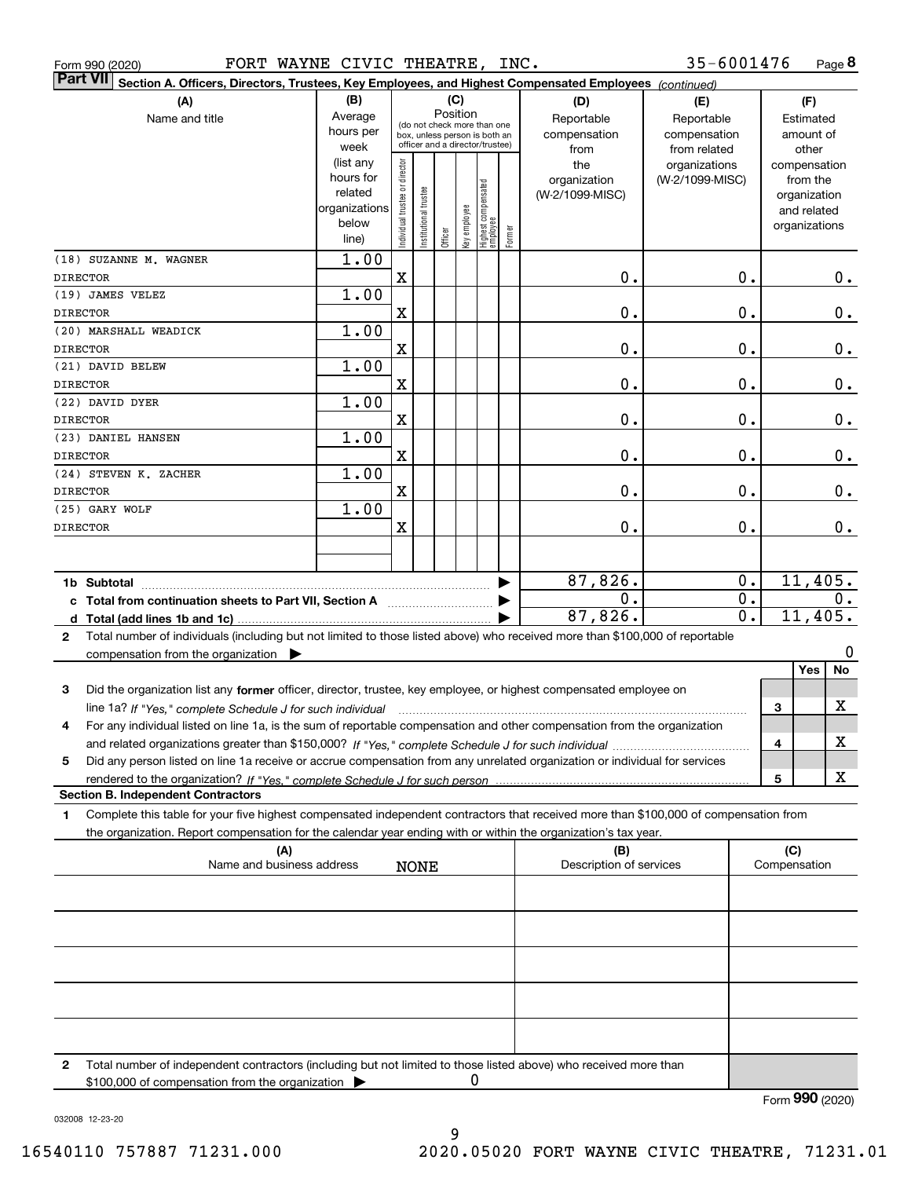Form 990 (2020) FORT WAYNE CIVIC THEATRE, INC. 35-6001476 Page 8

**Part VII Section A. Officers, Directors, Trustees, Key Employees, and Highest Compensated Employees** *(continued)*

| (A) Name and title | (B) Average hours per week (list any hours for related organizations below line) | (C) Position: Individual trustee or director | Institutional trustee | Officer | Key employee | Highest compensated employee | Former | (D) Reportable compensation from the organization (W-2/1099-MISC) | (E) Reportable compensation from related organizations (W-2/1099-MISC) | (F) Estimated amount of other compensation from the organization and related organizations |
|---|---|---|---|---|---|---|---|---|---|---|
| (18) SUZANNE M. WAGNER<br>DIRECTOR | 1.00 | X | | | | | | 0. | 0. | 0. |
| (19) JAMES VELEZ<br>DIRECTOR | 1.00 | X | | | | | | 0. | 0. | 0. |
| (20) MARSHALL WEADICK<br>DIRECTOR | 1.00 | X | | | | | | 0. | 0. | 0. |
| (21) DAVID BELEW<br>DIRECTOR | 1.00 | X | | | | | | 0. | 0. | 0. |
| (22) DAVID DYER<br>DIRECTOR | 1.00 | X | | | | | | 0. | 0. | 0. |
| (23) DANIEL HANSEN<br>DIRECTOR | 1.00 | X | | | | | | 0. | 0. | 0. |
| (24) STEVEN K. ZACHER<br>DIRECTOR | 1.00 | X | | | | | | 0. | 0. | 0. |
| (25) GARY WOLF<br>DIRECTOR | 1.00 | X | | | | | | 0. | 0. | 0. |
| 1b Subtotal | | | | | | | | 87,826. | 0. | 11,405. |
| c Total from continuation sheets to Part VII, Section A | | | | | | | | 0. | 0. | 0. |
| d Total (add lines 1b and 1c) | | | | | | | | 87,826. | 0. | 11,405. |

2 Total number of individuals (including but not limited to those listed above) who received more than $100,000 of reportable compensation from the organization ▶ 0

| | | Yes | No |
|---|---|---|---|
| 3 Did the organization list any **former** officer, director, trustee, key employee, or highest compensated employee on line 1a? *If "Yes," complete Schedule J for such individual* | 3 | | X |
| 4 For any individual listed on line 1a, is the sum of reportable compensation and other compensation from the organization and related organizations greater than $150,000? *If "Yes," complete Schedule J for such individual* | 4 | | X |
| 5 Did any person listed on line 1a receive or accrue compensation from any unrelated organization or individual for services rendered to the organization? *If "Yes," complete Schedule J for such person* | 5 | | X |

**Section B. Independent Contractors**

1 Complete this table for your five highest compensated independent contractors that received more than $100,000 of compensation from the organization. Report compensation for the calendar year ending with or within the organization's tax year.

| (A) Name and business address | (B) Description of services | (C) Compensation |
|---|---|---|
| NONE | | |
| | | |
| | | |
| | | |
| | | |

2 Total number of independent contractors (including but not limited to those listed above) who received more than $100,000 of compensation from the organization ▶ 0

Form **990** (2020)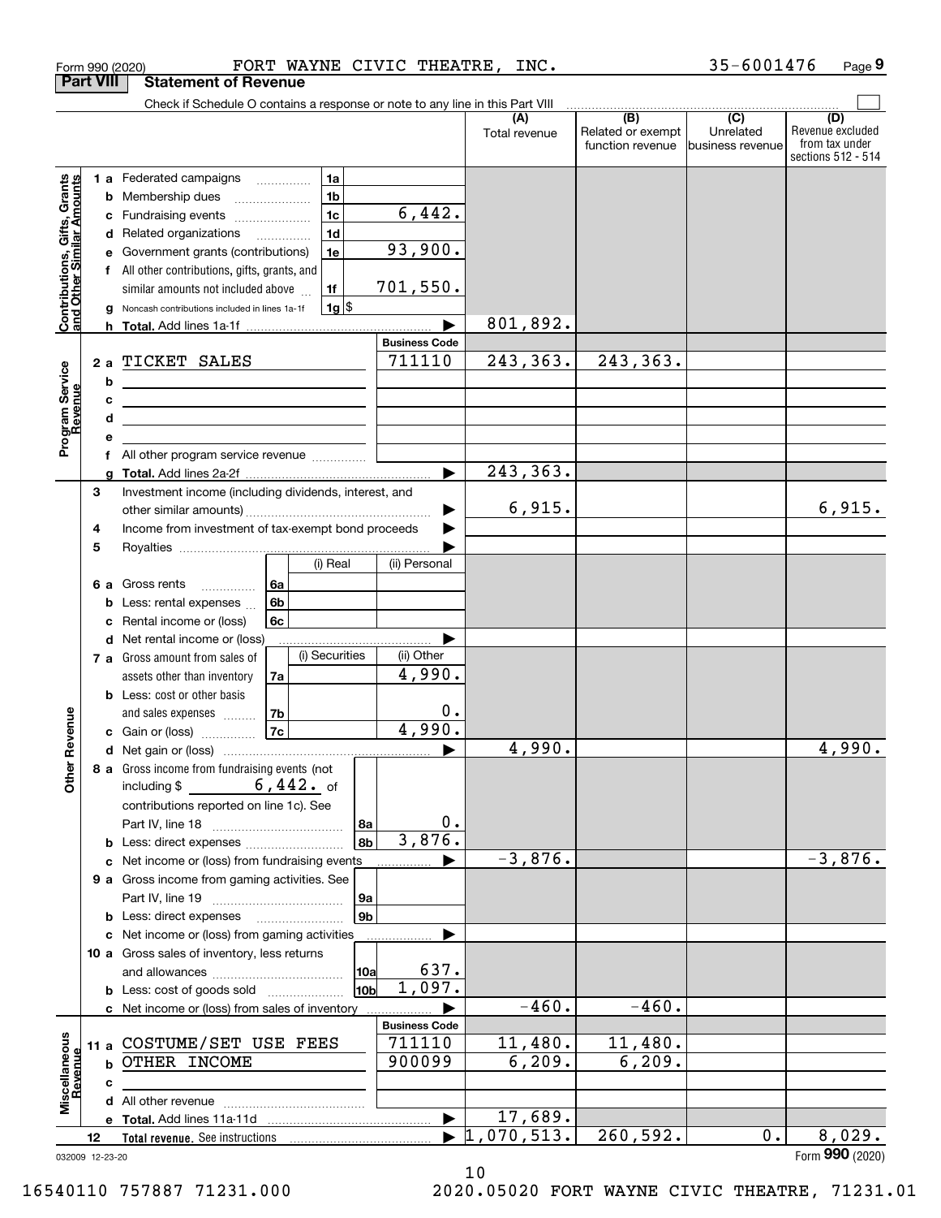Form 990 (2020) FORT WAYNE CIVIC THEATRE, INC. 35-6001476 Page 9

**Part VIII Statement of Revenue**

Check if Schedule O contains a response or note to any line in this Part VIII

| | | | (A) Total revenue | (B) Related or exempt function revenue | (C) Unrelated business revenue | (D) Revenue excluded from tax under sections 512 - 514 |
|---|---|---|---|---|---|---|
| **Contributions, Gifts, Grants and Other Similar Amounts** | 1a Federated campaigns (1a) | | | | | |
| | b Membership dues (1b) | | | | | |
| | c Fundraising events (1c) | 6,442. | | | | |
| | d Related organizations (1d) | | | | | |
| | e Government grants (contributions) (1e) | 93,900. | | | | |
| | f All other contributions, gifts, grants, and similar amounts not included above (1f) | 701,550. | | | | |
| | g Noncash contributions included in lines 1a-1f (1g) $ | | | | | |
| | h **Total.** Add lines 1a-1f | | 801,892. | | | |
| **Program Service Revenue** | | **Business Code** | | | | |
| | 2a TICKET SALES | 711110 | 243,363. | 243,363. | | |
| | b | | | | | |
| | c | | | | | |
| | d | | | | | |
| | e | | | | | |
| | f All other program service revenue | | | | | |
| | g **Total.** Add lines 2a-2f | | 243,363. | | | |
| **Other Revenue** | 3 Investment income (including dividends, interest, and other similar amounts) | | 6,915. | | | 6,915. |
| | 4 Income from investment of tax-exempt bond proceeds | | | | | |
| | 5 Royalties | | | | | |
| | 6a Gross rents (6a) — (i) Real / (ii) Personal | | | | | |
| | b Less: rental expenses (6b) | | | | | |
| | c Rental income or (loss) (6c) | | | | | |
| | d Net rental income or (loss) | | | | | |
| | 7a Gross amount from sales of assets other than inventory (7a) — (i) Securities: ; (ii) Other: 4,990. | | | | | |
| | b Less: cost or other basis and sales expenses (7b) — (ii) Other: 0. | | | | | |
| | c Gain or (loss) (7c) — (ii) Other: 4,990. | | | | | |
| | d Net gain or (loss) | | 4,990. | | | 4,990. |
| | 8a Gross income from fundraising events (not including $ 6,442. of contributions reported on line 1c). See Part IV, line 18 (8a) | 0. | | | | |
| | b Less: direct expenses (8b) | 3,876. | | | | |
| | c Net income or (loss) from fundraising events | | -3,876. | | | -3,876. |
| | 9a Gross income from gaming activities. See Part IV, line 19 (9a) | | | | | |
| | b Less: direct expenses (9b) | | | | | |
| | c Net income or (loss) from gaming activities | | | | | |
| | 10a Gross sales of inventory, less returns and allowances (10a) | 637. | | | | |
| | b Less: cost of goods sold (10b) | 1,097. | | | | |
| | c Net income or (loss) from sales of inventory | | -460. | -460. | | |
| **Miscellaneous Revenue** | | **Business Code** | | | | |
| | 11a COSTUME/SET USE FEES | 711110 | 11,480. | 11,480. | | |
| | b OTHER INCOME | 900099 | 6,209. | 6,209. | | |
| | c | | | | | |
| | d All other revenue | | | | | |
| | e **Total.** Add lines 11a-11d | | 17,689. | | | |
| | 12 **Total revenue.** See instructions | | 1,070,513. | 260,592. | 0. | 8,029. |

032009 12-23-20 Form **990** (2020)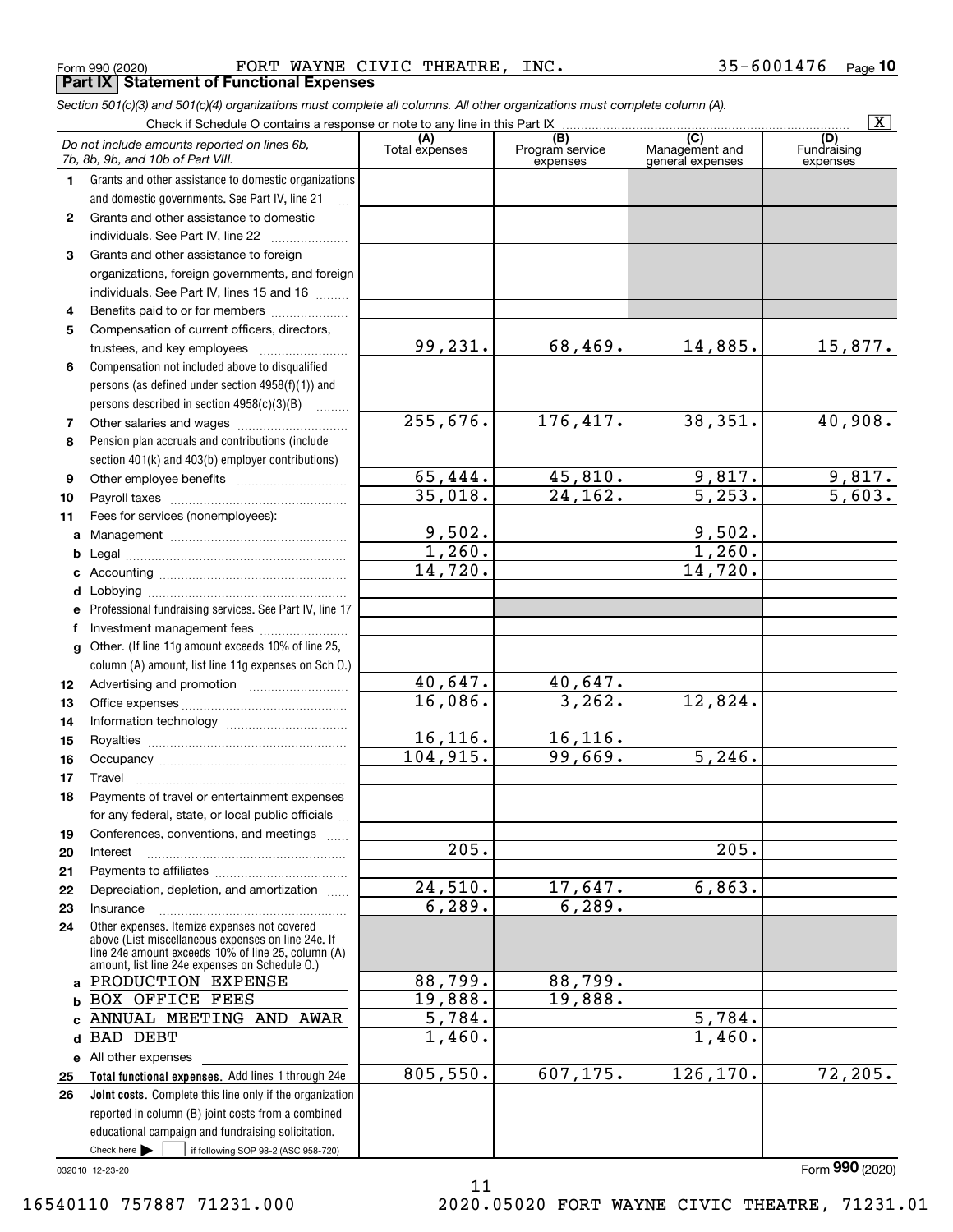Form 990 (2020) FORT WAYNE CIVIC THEATRE, INC. 35-6001476 Page 10

## Part IX Statement of Functional Expenses

*Section 501(c)(3) and 501(c)(4) organizations must complete all columns. All other organizations must complete column (A).*

Check if Schedule O contains a response or note to any line in this Part IX [X]

| | *Do not include amounts reported on lines 6b, 7b, 8b, 9b, and 10b of Part VIII.* | (A) Total expenses | (B) Program service expenses | (C) Management and general expenses | (D) Fundraising expenses |
|---|---|---|---|---|---|
| 1 | Grants and other assistance to domestic organizations and domestic governments. See Part IV, line 21 | | | | |
| 2 | Grants and other assistance to domestic individuals. See Part IV, line 22 | | | | |
| 3 | Grants and other assistance to foreign organizations, foreign governments, and foreign individuals. See Part IV, lines 15 and 16 | | | | |
| 4 | Benefits paid to or for members | | | | |
| 5 | Compensation of current officers, directors, trustees, and key employees | 99,231. | 68,469. | 14,885. | 15,877. |
| 6 | Compensation not included above to disqualified persons (as defined under section 4958(f)(1)) and persons described in section 4958(c)(3)(B) | | | | |
| 7 | Other salaries and wages | 255,676. | 176,417. | 38,351. | 40,908. |
| 8 | Pension plan accruals and contributions (include section 401(k) and 403(b) employer contributions) | | | | |
| 9 | Other employee benefits | 65,444. | 45,810. | 9,817. | 9,817. |
| 10 | Payroll taxes | 35,018. | 24,162. | 5,253. | 5,603. |
| 11 | Fees for services (nonemployees): | | | | |
| a | Management | 9,502. | | 9,502. | |
| b | Legal | 1,260. | | 1,260. | |
| c | Accounting | 14,720. | | 14,720. | |
| d | Lobbying | | | | |
| e | Professional fundraising services. See Part IV, line 17 | | | | |
| f | Investment management fees | | | | |
| g | Other. (If line 11g amount exceeds 10% of line 25, column (A) amount, list line 11g expenses on Sch O.) | | | | |
| 12 | Advertising and promotion | 40,647. | 40,647. | | |
| 13 | Office expenses | 16,086. | 3,262. | 12,824. | |
| 14 | Information technology | | | | |
| 15 | Royalties | 16,116. | 16,116. | | |
| 16 | Occupancy | 104,915. | 99,669. | 5,246. | |
| 17 | Travel | | | | |
| 18 | Payments of travel or entertainment expenses for any federal, state, or local public officials | | | | |
| 19 | Conferences, conventions, and meetings | | | | |
| 20 | Interest | 205. | | 205. | |
| 21 | Payments to affiliates | | | | |
| 22 | Depreciation, depletion, and amortization | 24,510. | 17,647. | 6,863. | |
| 23 | Insurance | 6,289. | 6,289. | | |
| 24 | Other expenses. Itemize expenses not covered above (List miscellaneous expenses on line 24e. If line 24e amount exceeds 10% of line 25, column (A) amount, list line 24e expenses on Schedule O.) | | | | |
| a | PRODUCTION EXPENSE | 88,799. | 88,799. | | |
| b | BOX OFFICE FEES | 19,888. | 19,888. | | |
| c | ANNUAL MEETING AND AWAR | 5,784. | | 5,784. | |
| d | BAD DEBT | 1,460. | | 1,460. | |
| e | All other expenses | | | | |
| 25 | **Total functional expenses.** Add lines 1 through 24e | 805,550. | 607,175. | 126,170. | 72,205. |
| 26 | **Joint costs.** Complete this line only if the organization reported in column (B) joint costs from a combined educational campaign and fundraising solicitation. Check here [ ] if following SOP 98-2 (ASC 958-720) | | | | |

032010 12-23-20

Form **990** (2020)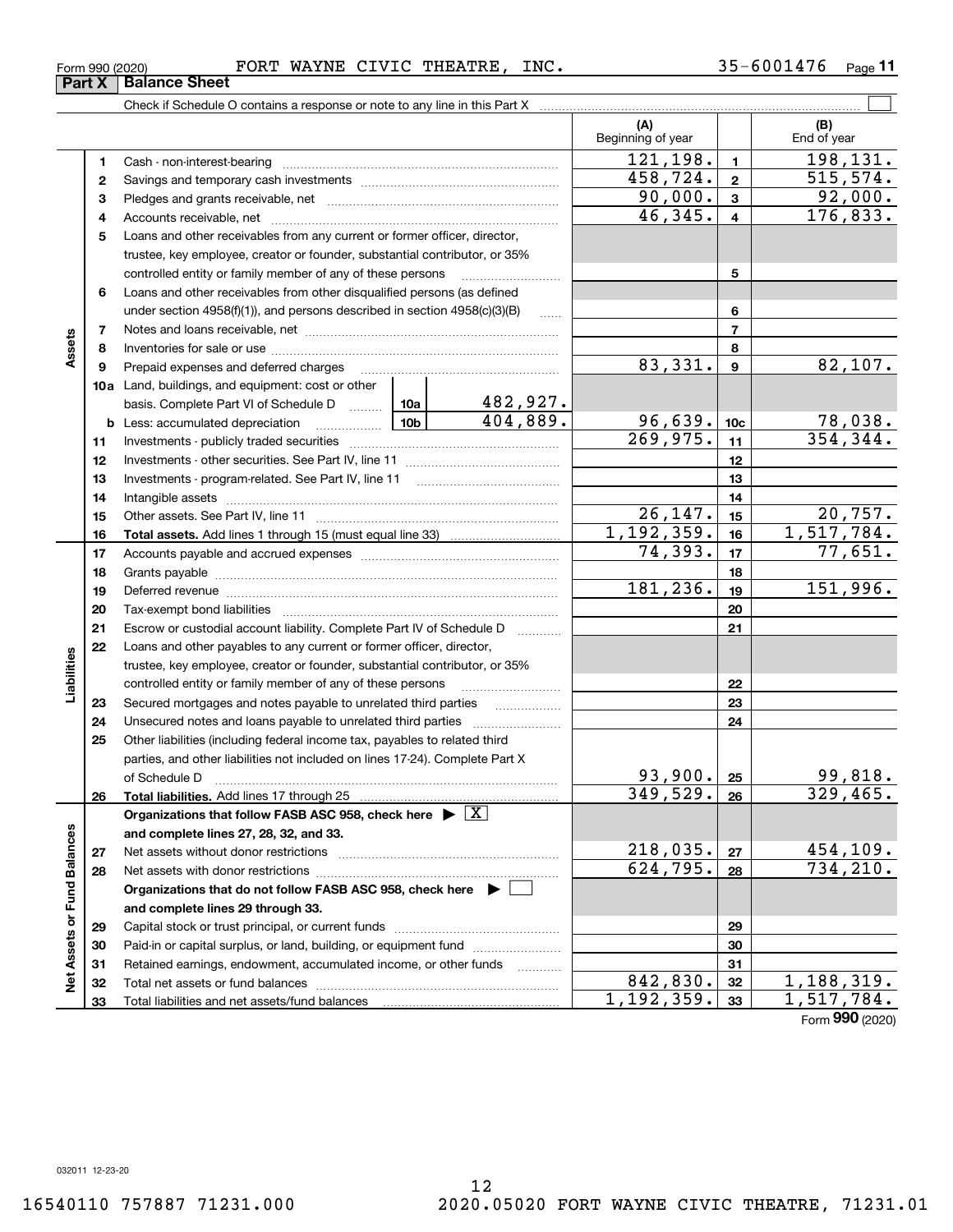Form 990 (2020) FORT WAYNE CIVIC THEATRE, INC. 35-6001476

## Part X Balance Sheet

Check if Schedule O contains a response or note to any line in this Part X ☐

| | | | | (A) Beginning of year | | (B) End of year |
|---|---|---|---|---|---|---|
| **Assets** | 1 | Cash - non-interest-bearing | | 121,198. | 1 | 198,131. |
| | 2 | Savings and temporary cash investments | | 458,724. | 2 | 515,574. |
| | 3 | Pledges and grants receivable, net | | 90,000. | 3 | 92,000. |
| | 4 | Accounts receivable, net | | 46,345. | 4 | 176,833. |
| | 5 | Loans and other receivables from any current or former officer, director, trustee, key employee, creator or founder, substantial contributor, or 35% controlled entity or family member of any of these persons | | | 5 | |
| | 6 | Loans and other receivables from other disqualified persons (as defined under section 4958(f)(1)), and persons described in section 4958(c)(3)(B) | | | 6 | |
| | 7 | Notes and loans receivable, net | | | 7 | |
| | 8 | Inventories for sale or use | | | 8 | |
| | 9 | Prepaid expenses and deferred charges | | 83,331. | 9 | 82,107. |
| | 10a | Land, buildings, and equipment: cost or other basis. Complete Part VI of Schedule D | 10a 482,927. | | | |
| | b | Less: accumulated depreciation | 10b 404,889. | 96,639. | 10c | 78,038. |
| | 11 | Investments - publicly traded securities | | 269,975. | 11 | 354,344. |
| | 12 | Investments - other securities. See Part IV, line 11 | | | 12 | |
| | 13 | Investments - program-related. See Part IV, line 11 | | | 13 | |
| | 14 | Intangible assets | | | 14 | |
| | 15 | Other assets. See Part IV, line 11 | | 26,147. | 15 | 20,757. |
| | 16 | **Total assets.** Add lines 1 through 15 (must equal line 33) | | 1,192,359. | 16 | 1,517,784. |
| **Liabilities** | 17 | Accounts payable and accrued expenses | | 74,393. | 17 | 77,651. |
| | 18 | Grants payable | | | 18 | |
| | 19 | Deferred revenue | | 181,236. | 19 | 151,996. |
| | 20 | Tax-exempt bond liabilities | | | 20 | |
| | 21 | Escrow or custodial account liability. Complete Part IV of Schedule D | | | 21 | |
| | 22 | Loans and other payables to any current or former officer, director, trustee, key employee, creator or founder, substantial contributor, or 35% controlled entity or family member of any of these persons | | | 22 | |
| | 23 | Secured mortgages and notes payable to unrelated third parties | | | 23 | |
| | 24 | Unsecured notes and loans payable to unrelated third parties | | | 24 | |
| | 25 | Other liabilities (including federal income tax, payables to related third parties, and other liabilities not included on lines 17-24). Complete Part X of Schedule D | | 93,900. | 25 | 99,818. |
| | 26 | **Total liabilities.** Add lines 17 through 25 | | 349,529. | 26 | 329,465. |
| **Net Assets or Fund Balances** | | **Organizations that follow FASB ASC 958, check here** ▶ ☒ **and complete lines 27, 28, 32, and 33.** | | | | |
| | 27 | Net assets without donor restrictions | | 218,035. | 27 | 454,109. |
| | 28 | Net assets with donor restrictions | | 624,795. | 28 | 734,210. |
| | | **Organizations that do not follow FASB ASC 958, check here** ▶ ☐ **and complete lines 29 through 33.** | | | | |
| | 29 | Capital stock or trust principal, or current funds | | | 29 | |
| | 30 | Paid-in or capital surplus, or land, building, or equipment fund | | | 30 | |
| | 31 | Retained earnings, endowment, accumulated income, or other funds | | | 31 | |
| | 32 | Total net assets or fund balances | | 842,830. | 32 | 1,188,319. |
| | 33 | Total liabilities and net assets/fund balances | | 1,192,359. | 33 | 1,517,784. |

Form **990** (2020)

032011 12-23-20

16540110 757887 71231.000 2020.05020 FORT WAYNE CIVIC THEATRE, 71231.01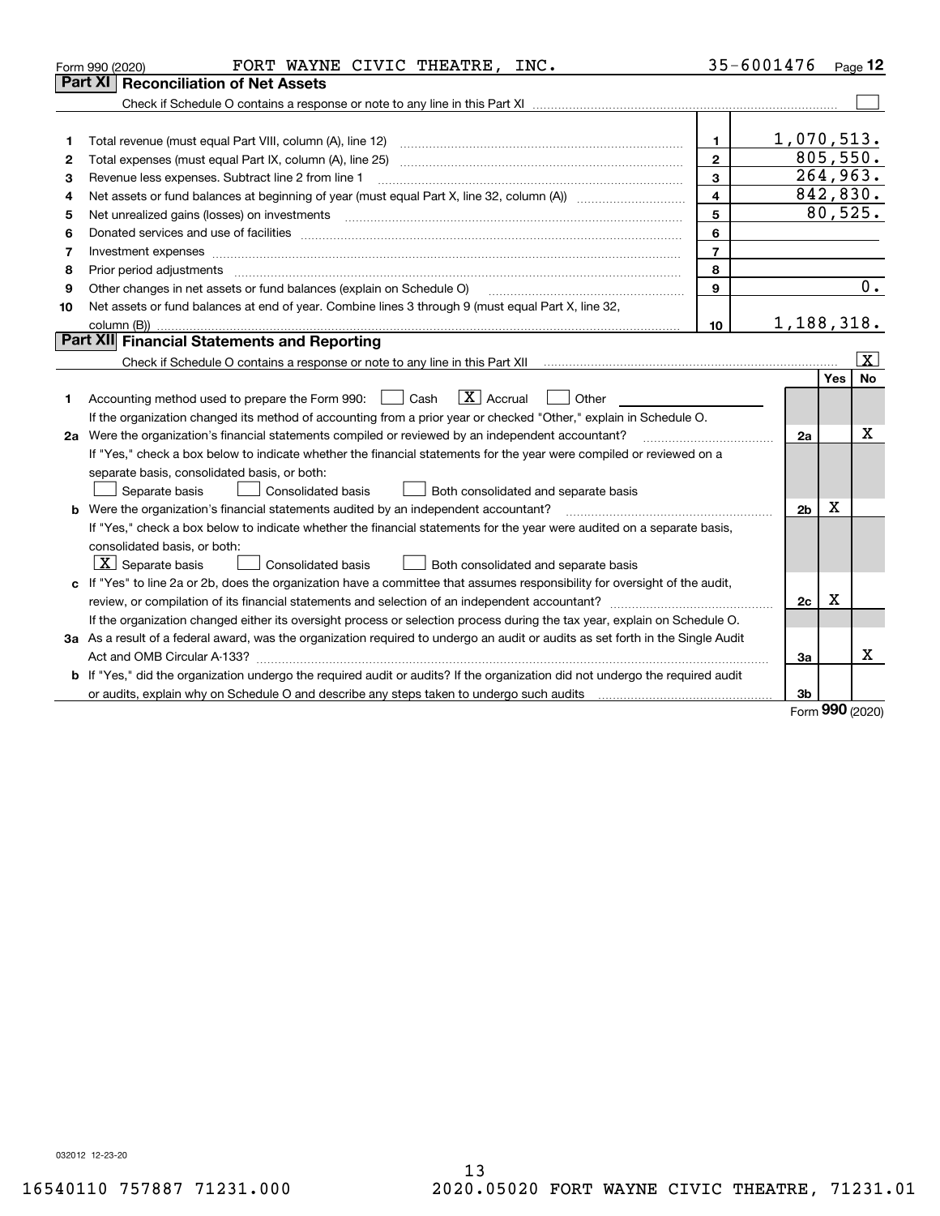Form 990 (2020) FORT WAYNE CIVIC THEATRE, INC. 35-6001476 Page 12

## Part XI Reconciliation of Net Assets

Check if Schedule O contains a response or note to any line in this Part XI [ ]

| | | | |
|---|---|---|---|
| 1 | Total revenue (must equal Part VIII, column (A), line 12) | 1 | 1,070,513. |
| 2 | Total expenses (must equal Part IX, column (A), line 25) | 2 | 805,550. |
| 3 | Revenue less expenses. Subtract line 2 from line 1 | 3 | 264,963. |
| 4 | Net assets or fund balances at beginning of year (must equal Part X, line 32, column (A)) | 4 | 842,830. |
| 5 | Net unrealized gains (losses) on investments | 5 | 80,525. |
| 6 | Donated services and use of facilities | 6 | |
| 7 | Investment expenses | 7 | |
| 8 | Prior period adjustments | 8 | |
| 9 | Other changes in net assets or fund balances (explain on Schedule O) | 9 | 0. |
| 10 | Net assets or fund balances at end of year. Combine lines 3 through 9 (must equal Part X, line 32, column (B)) | 10 | 1,188,318. |

## Part XII Financial Statements and Reporting

Check if Schedule O contains a response or note to any line in this Part XII [X]

| | | | Yes | No |
|---|---|---|---|---|
| 1 | Accounting method used to prepare the Form 990: [ ] Cash [X] Accrual [ ] Other<br>If the organization changed its method of accounting from a prior year or checked "Other," explain in Schedule O. | | | |
| 2a | Were the organization's financial statements compiled or reviewed by an independent accountant?<br>If "Yes," check a box below to indicate whether the financial statements for the year were compiled or reviewed on a separate basis, consolidated basis, or both:<br>[ ] Separate basis [ ] Consolidated basis [ ] Both consolidated and separate basis | 2a | | X |
| b | Were the organization's financial statements audited by an independent accountant?<br>If "Yes," check a box below to indicate whether the financial statements for the year were audited on a separate basis, consolidated basis, or both:<br>[X] Separate basis [ ] Consolidated basis [ ] Both consolidated and separate basis | 2b | X | |
| c | If "Yes" to line 2a or 2b, does the organization have a committee that assumes responsibility for oversight of the audit, review, or compilation of its financial statements and selection of an independent accountant?<br>If the organization changed either its oversight process or selection process during the tax year, explain on Schedule O. | 2c | X | |
| 3a | As a result of a federal award, was the organization required to undergo an audit or audits as set forth in the Single Audit Act and OMB Circular A-133? | 3a | | X |
| b | If "Yes," did the organization undergo the required audit or audits? If the organization did not undergo the required audit or audits, explain why on Schedule O and describe any steps taken to undergo such audits | 3b | | |

Form 990 (2020)

032012 12-23-20

16540110 757887 71231.000 2020.05020 FORT WAYNE CIVIC THEATRE, 71231.01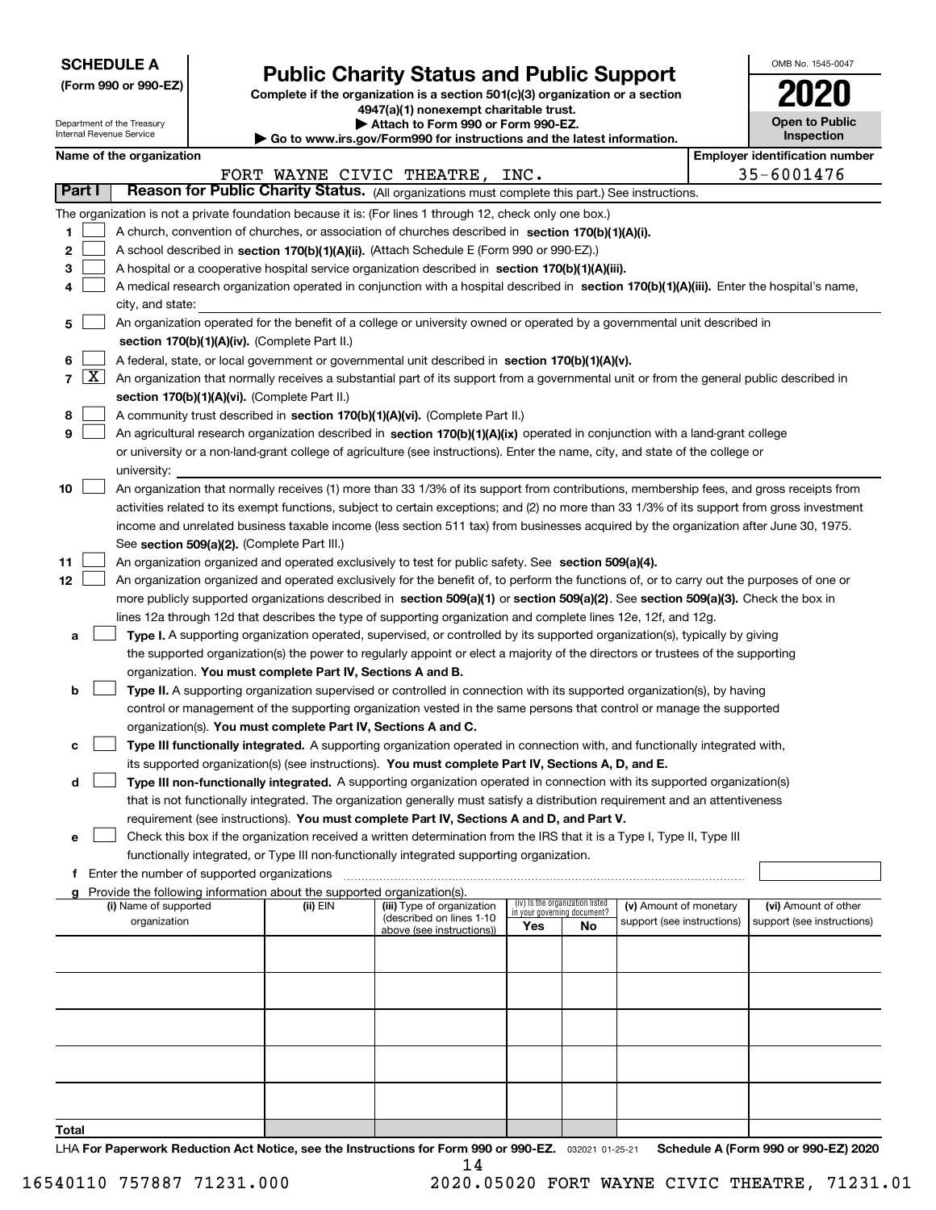**SCHEDULE A**
**(Form 990 or 990-EZ)**

Department of the Treasury
Internal Revenue Service

# Public Charity Status and Public Support

**Complete if the organization is a section 501(c)(3) organization or a section 4947(a)(1) nonexempt charitable trust.**
**▶ Attach to Form 990 or Form 990-EZ.**
**▶ Go to www.irs.gov/Form990 for instructions and the latest information.**

OMB No. 1545-0047
**2020**
**Open to Public Inspection**

**Name of the organization**: FORT WAYNE CIVIC THEATRE, INC.
**Employer identification number**: 35-6001476

## Part I Reason for Public Charity Status. (All organizations must complete this part.) See instructions.

The organization is not a private foundation because it is: (For lines 1 through 12, check only one box.)

1. ☐ A church, convention of churches, or association of churches described in **section 170(b)(1)(A)(i).**
2. ☐ A school described in **section 170(b)(1)(A)(ii).** (Attach Schedule E (Form 990 or 990-EZ).)
3. ☐ A hospital or a cooperative hospital service organization described in **section 170(b)(1)(A)(iii).**
4. ☐ A medical research organization operated in conjunction with a hospital described in **section 170(b)(1)(A)(iii).** Enter the hospital's name, city, and state:
5. ☐ An organization operated for the benefit of a college or university owned or operated by a governmental unit described in **section 170(b)(1)(A)(iv).** (Complete Part II.)
6. ☐ A federal, state, or local government or governmental unit described in **section 170(b)(1)(A)(v).**
7. ☒ An organization that normally receives a substantial part of its support from a governmental unit or from the general public described in **section 170(b)(1)(A)(vi).** (Complete Part II.)
8. ☐ A community trust described in **section 170(b)(1)(A)(vi).** (Complete Part II.)
9. ☐ An agricultural research organization described in **section 170(b)(1)(A)(ix)** operated in conjunction with a land-grant college or university or a non-land-grant college of agriculture (see instructions). Enter the name, city, and state of the college or university:
10. ☐ An organization that normally receives (1) more than 33 1/3% of its support from contributions, membership fees, and gross receipts from activities related to its exempt functions, subject to certain exceptions; and (2) no more than 33 1/3% of its support from gross investment income and unrelated business taxable income (less section 511 tax) from businesses acquired by the organization after June 30, 1975. See **section 509(a)(2).** (Complete Part III.)
11. ☐ An organization organized and operated exclusively to test for public safety. See **section 509(a)(4).**
12. ☐ An organization organized and operated exclusively for the benefit of, to perform the functions of, or to carry out the purposes of one or more publicly supported organizations described in **section 509(a)(1)** or **section 509(a)(2)**. See **section 509(a)(3).** Check the box in lines 12a through 12d that describes the type of supporting organization and complete lines 12e, 12f, and 12g.
   - a ☐ **Type I.** A supporting organization operated, supervised, or controlled by its supported organization(s), typically by giving the supported organization(s) the power to regularly appoint or elect a majority of the directors or trustees of the supporting organization. **You must complete Part IV, Sections A and B.**
   - b ☐ **Type II.** A supporting organization supervised or controlled in connection with its supported organization(s), by having control or management of the supporting organization vested in the same persons that control or manage the supported organization(s). **You must complete Part IV, Sections A and C.**
   - c ☐ **Type III functionally integrated.** A supporting organization operated in connection with, and functionally integrated with, its supported organization(s) (see instructions). **You must complete Part IV, Sections A, D, and E.**
   - d ☐ **Type III non-functionally integrated.** A supporting organization operated in connection with its supported organization(s) that is not functionally integrated. The organization generally must satisfy a distribution requirement and an attentiveness requirement (see instructions). **You must complete Part IV, Sections A and D, and Part V.**
   - e ☐ Check this box if the organization received a written determination from the IRS that it is a Type I, Type II, Type III functionally integrated, or Type III non-functionally integrated supporting organization.
   - f Enter the number of supported organizations
   - g Provide the following information about the supported organization(s).

| (i) Name of supported organization | (ii) EIN | (iii) Type of organization (described on lines 1-10 above (see instructions)) | (iv) Is the organization listed in your governing document? Yes | No | (v) Amount of monetary support (see instructions) | (vi) Amount of other support (see instructions) |
|---|---|---|---|---|---|---|
| | | | | | | |
| | | | | | | |
| | | | | | | |
| | | | | | | |
| | | | | | | |
| **Total** | | | | | | |

LHA **For Paperwork Reduction Act Notice, see the Instructions for Form 990 or 990-EZ.** 032021 01-25-21 **Schedule A (Form 990 or 990-EZ) 2020**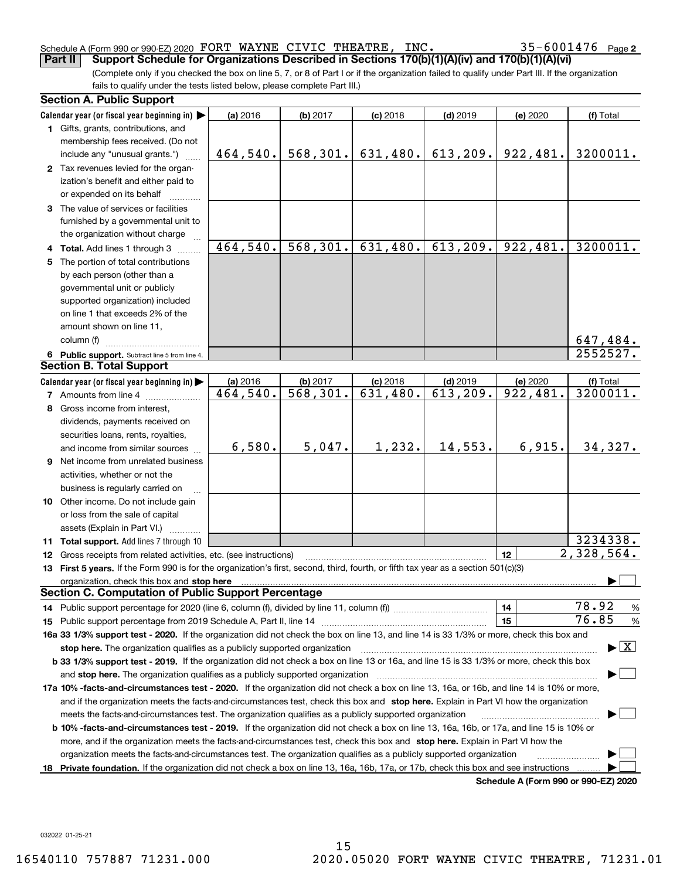Schedule A (Form 990 or 990-EZ) 2020 FORT WAYNE CIVIC THEATRE, INC. 35-6001476 Page **2**

**Part II** **Support Schedule for Organizations Described in Sections 170(b)(1)(A)(iv) and 170(b)(1)(A)(vi)**

(Complete only if you checked the box on line 5, 7, or 8 of Part I or if the organization failed to qualify under Part III. If the organization fails to qualify under the tests listed below, please complete Part III.)

**Section A. Public Support**

| Calendar year (or fiscal year beginning in) ▶ | (a) 2016 | (b) 2017 | (c) 2018 | (d) 2019 | (e) 2020 | (f) Total |
|---|---|---|---|---|---|---|
| **1** Gifts, grants, contributions, and membership fees received. (Do not include any "unusual grants.") | 464,540. | 568,301. | 631,480. | 613,209. | 922,481. | 3200011. |
| **2** Tax revenues levied for the organization's benefit and either paid to or expended on its behalf | | | | | | |
| **3** The value of services or facilities furnished by a governmental unit to the organization without charge | | | | | | |
| **4 Total.** Add lines 1 through 3 | 464,540. | 568,301. | 631,480. | 613,209. | 922,481. | 3200011. |
| **5** The portion of total contributions by each person (other than a governmental unit or publicly supported organization) included on line 1 that exceeds 2% of the amount shown on line 11, column (f) | | | | | | 647,484. |
| **6 Public support.** Subtract line 5 from line 4. | | | | | | 2552527. |

**Section B. Total Support**

| Calendar year (or fiscal year beginning in) ▶ | (a) 2016 | (b) 2017 | (c) 2018 | (d) 2019 | (e) 2020 | (f) Total |
|---|---|---|---|---|---|---|
| **7** Amounts from line 4 | 464,540. | 568,301. | 631,480. | 613,209. | 922,481. | 3200011. |
| **8** Gross income from interest, dividends, payments received on securities loans, rents, royalties, and income from similar sources | 6,580. | 5,047. | 1,232. | 14,553. | 6,915. | 34,327. |
| **9** Net income from unrelated business activities, whether or not the business is regularly carried on | | | | | | |
| **10** Other income. Do not include gain or loss from the sale of capital assets (Explain in Part VI.) | | | | | | |
| **11 Total support.** Add lines 7 through 10 | | | | | | 3234338. |

**12** Gross receipts from related activities, etc. (see instructions) | **12** | 2,328,564.

**13 First 5 years.** If the Form 990 is for the organization's first, second, third, fourth, or fifth tax year as a section 501(c)(3) organization, check this box and **stop here** ▶ ☐

**Section C. Computation of Public Support Percentage**

**14** Public support percentage for 2020 (line 6, column (f), divided by line 11, column (f)) | **14** | 78.92 %

**15** Public support percentage from 2019 Schedule A, Part II, line 14 | **15** | 76.85 %

**16a 33 1/3% support test - 2020.** If the organization did not check the box on line 13, and line 14 is 33 1/3% or more, check this box and **stop here.** The organization qualifies as a publicly supported organization ▶ ☒

**b 33 1/3% support test - 2019.** If the organization did not check a box on line 13 or 16a, and line 15 is 33 1/3% or more, check this box and **stop here.** The organization qualifies as a publicly supported organization ▶ ☐

**17a 10% -facts-and-circumstances test - 2020.** If the organization did not check a box on line 13, 16a, or 16b, and line 14 is 10% or more, and if the organization meets the facts-and-circumstances test, check this box and **stop here.** Explain in Part VI how the organization meets the facts-and-circumstances test. The organization qualifies as a publicly supported organization ▶ ☐

**b 10% -facts-and-circumstances test - 2019.** If the organization did not check a box on line 13, 16a, 16b, or 17a, and line 15 is 10% or more, and if the organization meets the facts-and-circumstances test, check this box and **stop here.** Explain in Part VI how the organization meets the facts-and-circumstances test. The organization qualifies as a publicly supported organization ▶ ☐

**18 Private foundation.** If the organization did not check a box on line 13, 16a, 16b, 17a, or 17b, check this box and see instructions ▶ ☐

**Schedule A (Form 990 or 990-EZ) 2020**

032022 01-25-21

16540110 757887 71231.000 2020.05020 FORT WAYNE CIVIC THEATRE, 71231.01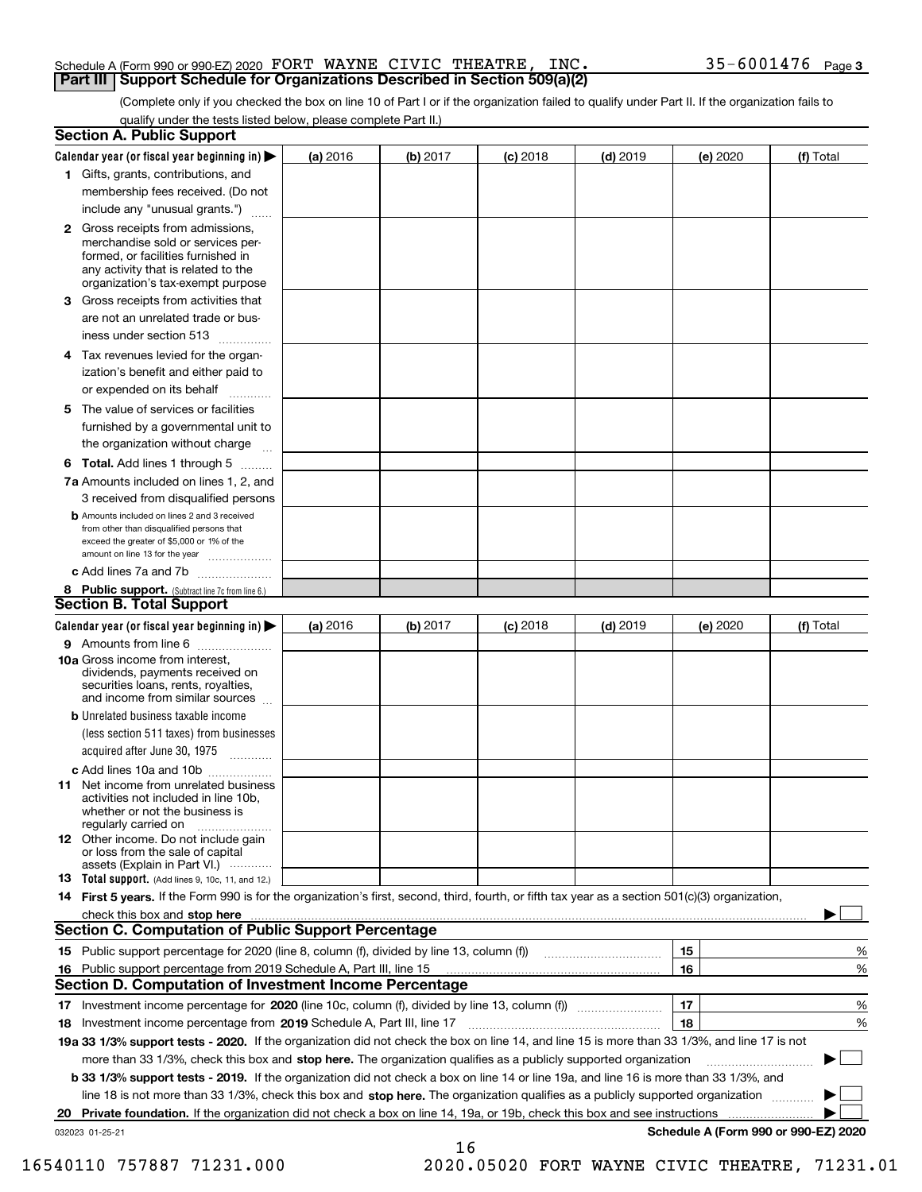Schedule A (Form 990 or 990-EZ) 2020 FORT WAYNE CIVIC THEATRE, INC. 35-6001476 Page 3

**Part III | Support Schedule for Organizations Described in Section 509(a)(2)**

(Complete only if you checked the box on line 10 of Part I or if the organization failed to qualify under Part II. If the organization fails to qualify under the tests listed below, please complete Part II.)

## Section A. Public Support

| Calendar year (or fiscal year beginning in) ▶ | (a) 2016 | (b) 2017 | (c) 2018 | (d) 2019 | (e) 2020 | (f) Total |
|---|---|---|---|---|---|---|
| **1** Gifts, grants, contributions, and membership fees received. (Do not include any "unusual grants.") | | | | | | |
| **2** Gross receipts from admissions, merchandise sold or services performed, or facilities furnished in any activity that is related to the organization's tax-exempt purpose | | | | | | |
| **3** Gross receipts from activities that are not an unrelated trade or business under section 513 | | | | | | |
| **4** Tax revenues levied for the organization's benefit and either paid to or expended on its behalf | | | | | | |
| **5** The value of services or facilities furnished by a governmental unit to the organization without charge | | | | | | |
| **6 Total.** Add lines 1 through 5 | | | | | | |
| **7a** Amounts included on lines 1, 2, and 3 received from disqualified persons | | | | | | |
| **b** Amounts included on lines 2 and 3 received from other than disqualified persons that exceed the greater of $5,000 or 1% of the amount on line 13 for the year | | | | | | |
| **c** Add lines 7a and 7b | | | | | | |
| **8 Public support.** (Subtract line 7c from line 6.) | | | | | | |

## Section B. Total Support

| Calendar year (or fiscal year beginning in) ▶ | (a) 2016 | (b) 2017 | (c) 2018 | (d) 2019 | (e) 2020 | (f) Total |
|---|---|---|---|---|---|---|
| **9** Amounts from line 6 | | | | | | |
| **10a** Gross income from interest, dividends, payments received on securities loans, rents, royalties, and income from similar sources | | | | | | |
| **b** Unrelated business taxable income (less section 511 taxes) from businesses acquired after June 30, 1975 | | | | | | |
| **c** Add lines 10a and 10b | | | | | | |
| **11** Net income from unrelated business activities not included in line 10b, whether or not the business is regularly carried on | | | | | | |
| **12** Other income. Do not include gain or loss from the sale of capital assets (Explain in Part VI.) | | | | | | |
| **13 Total support.** (Add lines 9, 10c, 11, and 12.) | | | | | | |

**14 First 5 years.** If the Form 990 is for the organization's first, second, third, fourth, or fifth tax year as a section 501(c)(3) organization, check this box and **stop here** ▶ ☐

## Section C. Computation of Public Support Percentage

| | | | |
|---|---|---|---|
| **15** | Public support percentage for 2020 (line 8, column (f), divided by line 13, column (f)) | 15 | % |
| **16** | Public support percentage from 2019 Schedule A, Part III, line 15 | 16 | % |

## Section D. Computation of Investment Income Percentage

| | | | |
|---|---|---|---|
| **17** | Investment income percentage for **2020** (line 10c, column (f), divided by line 13, column (f)) | 17 | % |
| **18** | Investment income percentage from **2019** Schedule A, Part III, line 17 | 18 | % |

**19a 33 1/3% support tests - 2020.** If the organization did not check the box on line 14, and line 15 is more than 33 1/3%, and line 17 is not more than 33 1/3%, check this box and **stop here.** The organization qualifies as a publicly supported organization ▶ ☐

**b 33 1/3% support tests - 2019.** If the organization did not check a box on line 14 or line 19a, and line 16 is more than 33 1/3%, and line 18 is not more than 33 1/3%, check this box and **stop here.** The organization qualifies as a publicly supported organization ▶ ☐

**20 Private foundation.** If the organization did not check a box on line 14, 19a, or 19b, check this box and see instructions ▶ ☐

032023 01-25-21 **Schedule A (Form 990 or 990-EZ) 2020**

16540110 757887 71231.000 2020.05020 FORT WAYNE CIVIC THEATRE, 71231.01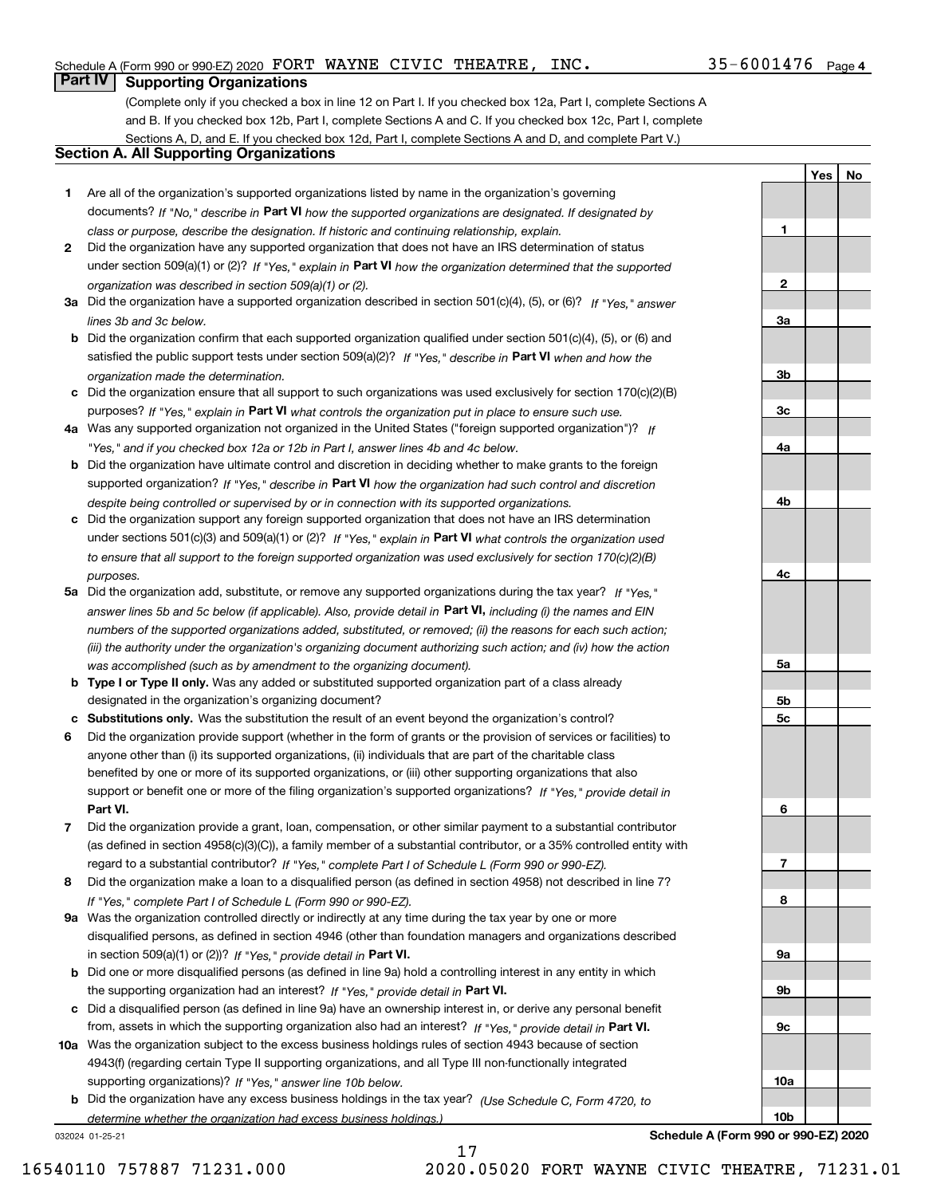Schedule A (Form 990 or 990-EZ) 2020 FORT WAYNE CIVIC THEATRE, INC. 35-6001476 Page 4

## Part IV Supporting Organizations

(Complete only if you checked a box in line 12 on Part I. If you checked box 12a, Part I, complete Sections A and B. If you checked box 12b, Part I, complete Sections A and C. If you checked box 12c, Part I, complete Sections A, D, and E. If you checked box 12d, Part I, complete Sections A and D, and complete Part V.)

### Section A. All Supporting Organizations

| | | | Yes | No |
|---|---|---|---|---|
| **1** | Are all of the organization's supported organizations listed by name in the organization's governing documents? *If "No," describe in* **Part VI** *how the supported organizations are designated. If designated by class or purpose, describe the designation. If historic and continuing relationship, explain.* | 1 | | |
| **2** | Did the organization have any supported organization that does not have an IRS determination of status under section 509(a)(1) or (2)? *If "Yes," explain in* **Part VI** *how the organization determined that the supported organization was described in section 509(a)(1) or (2).* | 2 | | |
| **3a** | Did the organization have a supported organization described in section 501(c)(4), (5), or (6)? *If "Yes," answer lines 3b and 3c below.* | 3a | | |
| **b** | Did the organization confirm that each supported organization qualified under section 501(c)(4), (5), or (6) and satisfied the public support tests under section 509(a)(2)? *If "Yes," describe in* **Part VI** *when and how the organization made the determination.* | 3b | | |
| **c** | Did the organization ensure that all support to such organizations was used exclusively for section 170(c)(2)(B) purposes? *If "Yes," explain in* **Part VI** *what controls the organization put in place to ensure such use.* | 3c | | |
| **4a** | Was any supported organization not organized in the United States ("foreign supported organization")? *If "Yes," and if you checked box 12a or 12b in Part I, answer lines 4b and 4c below.* | 4a | | |
| **b** | Did the organization have ultimate control and discretion in deciding whether to make grants to the foreign supported organization? *If "Yes," describe in* **Part VI** *how the organization had such control and discretion despite being controlled or supervised by or in connection with its supported organizations.* | 4b | | |
| **c** | Did the organization support any foreign supported organization that does not have an IRS determination under sections 501(c)(3) and 509(a)(1) or (2)? *If "Yes," explain in* **Part VI** *what controls the organization used to ensure that all support to the foreign supported organization was used exclusively for section 170(c)(2)(B) purposes.* | 4c | | |
| **5a** | Did the organization add, substitute, or remove any supported organizations during the tax year? *If "Yes," answer lines 5b and 5c below (if applicable). Also, provide detail in* **Part VI,** *including (i) the names and EIN numbers of the supported organizations added, substituted, or removed; (ii) the reasons for each such action; (iii) the authority under the organization's organizing document authorizing such action; and (iv) how the action was accomplished (such as by amendment to the organizing document).* | 5a | | |
| **b** | **Type I or Type II only.** Was any added or substituted supported organization part of a class already designated in the organization's organizing document? | 5b | | |
| **c** | **Substitutions only.** Was the substitution the result of an event beyond the organization's control? | 5c | | |
| **6** | Did the organization provide support (whether in the form of grants or the provision of services or facilities) to anyone other than (i) its supported organizations, (ii) individuals that are part of the charitable class benefited by one or more of its supported organizations, or (iii) other supporting organizations that also support or benefit one or more of the filing organization's supported organizations? *If "Yes," provide detail in* **Part VI.** | 6 | | |
| **7** | Did the organization provide a grant, loan, compensation, or other similar payment to a substantial contributor (as defined in section 4958(c)(3)(C)), a family member of a substantial contributor, or a 35% controlled entity with regard to a substantial contributor? *If "Yes," complete Part I of Schedule L (Form 990 or 990-EZ).* | 7 | | |
| **8** | Did the organization make a loan to a disqualified person (as defined in section 4958) not described in line 7? *If "Yes," complete Part I of Schedule L (Form 990 or 990-EZ).* | 8 | | |
| **9a** | Was the organization controlled directly or indirectly at any time during the tax year by one or more disqualified persons, as defined in section 4946 (other than foundation managers and organizations described in section 509(a)(1) or (2))? *If "Yes," provide detail in* **Part VI.** | 9a | | |
| **b** | Did one or more disqualified persons (as defined in line 9a) hold a controlling interest in any entity in which the supporting organization had an interest? *If "Yes," provide detail in* **Part VI.** | 9b | | |
| **c** | Did a disqualified person (as defined in line 9a) have an ownership interest in, or derive any personal benefit from, assets in which the supporting organization also had an interest? *If "Yes," provide detail in* **Part VI.** | 9c | | |
| **10a** | Was the organization subject to the excess business holdings rules of section 4943 because of section 4943(f) (regarding certain Type II supporting organizations, and all Type III non-functionally integrated supporting organizations)? *If "Yes," answer line 10b below.* | 10a | | |
| **b** | Did the organization have any excess business holdings in the tax year? *(Use Schedule C, Form 4720, to determine whether the organization had excess business holdings.)* | 10b | | |

032024 01-25-21 **Schedule A (Form 990 or 990-EZ) 2020**

16540110 757887 71231.000 2020.05020 FORT WAYNE CIVIC THEATRE, 71231.01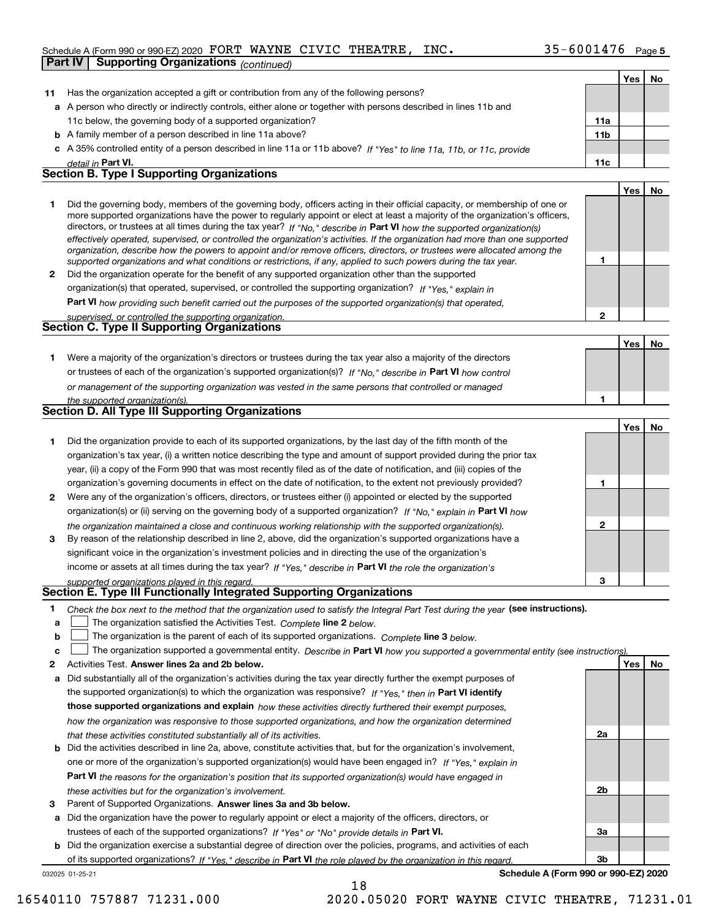Schedule A (Form 990 or 990-EZ) 2020 FORT WAYNE CIVIC THEATRE, INC. 35-6001476 Page 5

## Part IV Supporting Organizations *(continued)*

| | | | Yes | No |
|---|---|---|---|---|
| **11** | Has the organization accepted a gift or contribution from any of the following persons? | | | |
| **a** | A person who directly or indirectly controls, either alone or together with persons described in lines 11b and 11c below, the governing body of a supported organization? | 11a | | |
| **b** | A family member of a person described in line 11a above? | 11b | | |
| **c** | A 35% controlled entity of a person described in line 11a or 11b above? *If "Yes" to line 11a, 11b, or 11c, provide detail in* **Part VI.** | 11c | | |

### Section B. Type I Supporting Organizations

| | | | Yes | No |
|---|---|---|---|---|
| **1** | Did the governing body, members of the governing body, officers acting in their official capacity, or membership of one or more supported organizations have the power to regularly appoint or elect at least a majority of the organization's officers, directors, or trustees at all times during the tax year? *If "No," describe in* **Part VI** *how the supported organization(s) effectively operated, supervised, or controlled the organization's activities. If the organization had more than one supported organization, describe how the powers to appoint and/or remove officers, directors, or trustees were allocated among the supported organizations and what conditions or restrictions, if any, applied to such powers during the tax year.* | 1 | | |
| **2** | Did the organization operate for the benefit of any supported organization other than the supported organization(s) that operated, supervised, or controlled the supporting organization? *If "Yes," explain in* **Part VI** *how providing such benefit carried out the purposes of the supported organization(s) that operated, supervised, or controlled the supporting organization.* | 2 | | |

### Section C. Type II Supporting Organizations

| | | | Yes | No |
|---|---|---|---|---|
| **1** | Were a majority of the organization's directors or trustees during the tax year also a majority of the directors or trustees of each of the organization's supported organization(s)? *If "No," describe in* **Part VI** *how control or management of the supporting organization was vested in the same persons that controlled or managed the supported organization(s).* | 1 | | |

### Section D. All Type III Supporting Organizations

| | | | Yes | No |
|---|---|---|---|---|
| **1** | Did the organization provide to each of its supported organizations, by the last day of the fifth month of the organization's tax year, (i) a written notice describing the type and amount of support provided during the prior tax year, (ii) a copy of the Form 990 that was most recently filed as of the date of notification, and (iii) copies of the organization's governing documents in effect on the date of notification, to the extent not previously provided? | 1 | | |
| **2** | Were any of the organization's officers, directors, or trustees either (i) appointed or elected by the supported organization(s) or (ii) serving on the governing body of a supported organization? *If "No," explain in* **Part VI** *how the organization maintained a close and continuous working relationship with the supported organization(s).* | 2 | | |
| **3** | By reason of the relationship described in line 2, above, did the organization's supported organizations have a significant voice in the organization's investment policies and in directing the use of the organization's income or assets at all times during the tax year? *If "Yes," describe in* **Part VI** *the role the organization's supported organizations played in this regard.* | 3 | | |

### Section E. Type III Functionally Integrated Supporting Organizations

**1** *Check the box next to the method that the organization used to satisfy the Integral Part Test during the year* **(see instructions).**

**a** ☐ The organization satisfied the Activities Test. *Complete* **line 2** *below.*

**b** ☐ The organization is the parent of each of its supported organizations. *Complete* **line 3** *below.*

**c** ☐ The organization supported a governmental entity. *Describe in* **Part VI** *how you supported a governmental entity (see instructions).*

| | | | Yes | No |
|---|---|---|---|---|
| **2** | Activities Test. **Answer lines 2a and 2b below.** | | | |
| **a** | Did substantially all of the organization's activities during the tax year directly further the exempt purposes of the supported organization(s) to which the organization was responsive? *If "Yes," then in* **Part VI identify those supported organizations and explain** *how these activities directly furthered their exempt purposes, how the organization was responsive to those supported organizations, and how the organization determined that these activities constituted substantially all of its activities.* | 2a | | |
| **b** | Did the activities described in line 2a, above, constitute activities that, but for the organization's involvement, one or more of the organization's supported organization(s) would have been engaged in? *If "Yes," explain in* **Part VI** *the reasons for the organization's position that its supported organization(s) would have engaged in these activities but for the organization's involvement.* | 2b | | |
| **3** | Parent of Supported Organizations. **Answer lines 3a and 3b below.** | | | |
| **a** | Did the organization have the power to regularly appoint or elect a majority of the officers, directors, or trustees of each of the supported organizations? *If "Yes" or "No" provide details in* **Part VI.** | 3a | | |
| **b** | Did the organization exercise a substantial degree of direction over the policies, programs, and activities of each of its supported organizations? *If "Yes," describe in* **Part VI** *the role played by the organization in this regard.* | 3b | | |

032025 01-25-21 **Schedule A (Form 990 or 990-EZ) 2020**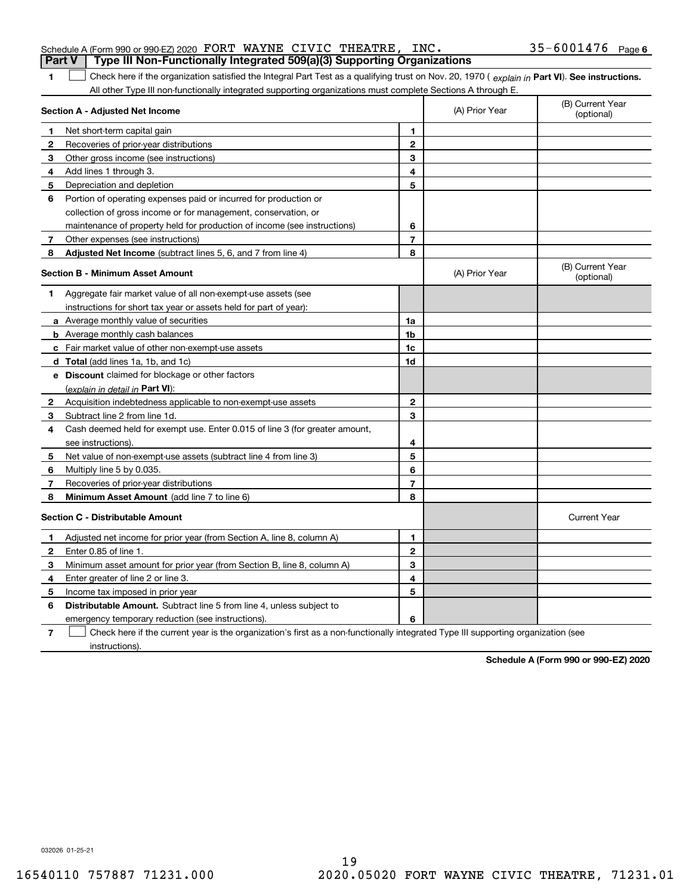Schedule A (Form 990 or 990-EZ) 2020 FORT WAYNE CIVIC THEATRE, INC. 35-6001476 Page 6

## Part V | Type III Non-Functionally Integrated 509(a)(3) Supporting Organizations

**1** ☐ Check here if the organization satisfied the Integral Part Test as a qualifying trust on Nov. 20, 1970 ( *explain in* **Part VI**). **See instructions.** All other Type III non-functionally integrated supporting organizations must complete Sections A through E.

| **Section A - Adjusted Net Income** | | (A) Prior Year | (B) Current Year (optional) |
|---|---|---|---|
| **1** Net short-term capital gain | 1 | | |
| **2** Recoveries of prior-year distributions | 2 | | |
| **3** Other gross income (see instructions) | 3 | | |
| **4** Add lines 1 through 3. | 4 | | |
| **5** Depreciation and depletion | 5 | | |
| **6** Portion of operating expenses paid or incurred for production or collection of gross income or for management, conservation, or maintenance of property held for production of income (see instructions) | 6 | | |
| **7** Other expenses (see instructions) | 7 | | |
| **8** **Adjusted Net Income** (subtract lines 5, 6, and 7 from line 4) | 8 | | |

| **Section B - Minimum Asset Amount** | | (A) Prior Year | (B) Current Year (optional) |
|---|---|---|---|
| **1** Aggregate fair market value of all non-exempt-use assets (see instructions for short tax year or assets held for part of year): | | | |
| **a** Average monthly value of securities | 1a | | |
| **b** Average monthly cash balances | 1b | | |
| **c** Fair market value of other non-exempt-use assets | 1c | | |
| **d** **Total** (add lines 1a, 1b, and 1c) | 1d | | |
| **e** **Discount** claimed for blockage or other factors (*explain in detail in* **Part VI**): | | | |
| **2** Acquisition indebtedness applicable to non-exempt-use assets | 2 | | |
| **3** Subtract line 2 from line 1d. | 3 | | |
| **4** Cash deemed held for exempt use. Enter 0.015 of line 3 (for greater amount, see instructions). | 4 | | |
| **5** Net value of non-exempt-use assets (subtract line 4 from line 3) | 5 | | |
| **6** Multiply line 5 by 0.035. | 6 | | |
| **7** Recoveries of prior-year distributions | 7 | | |
| **8** **Minimum Asset Amount** (add line 7 to line 6) | 8 | | |

| **Section C - Distributable Amount** | | | Current Year |
|---|---|---|---|
| **1** Adjusted net income for prior year (from Section A, line 8, column A) | 1 | | |
| **2** Enter 0.85 of line 1. | 2 | | |
| **3** Minimum asset amount for prior year (from Section B, line 8, column A) | 3 | | |
| **4** Enter greater of line 2 or line 3. | 4 | | |
| **5** Income tax imposed in prior year | 5 | | |
| **6** **Distributable Amount.** Subtract line 5 from line 4, unless subject to emergency temporary reduction (see instructions). | 6 | | |

**7** ☐ Check here if the current year is the organization's first as a non-functionally integrated Type III supporting organization (see instructions).

**Schedule A (Form 990 or 990-EZ) 2020**

032026 01-25-21

16540110 757887 71231.000 2020.05020 FORT WAYNE CIVIC THEATRE, 71231.01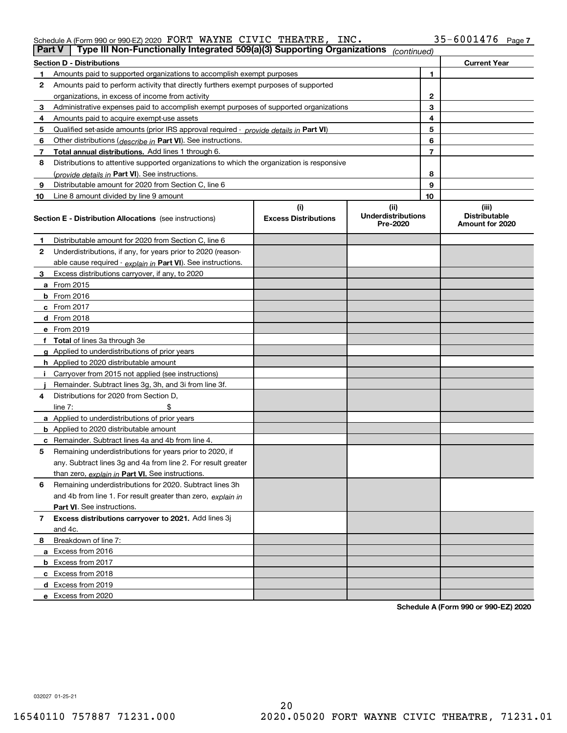Schedule A (Form 990 or 990-EZ) 2020 FORT WAYNE CIVIC THEATRE, INC. 35-6001476 Page 7

**Part V | Type III Non-Functionally Integrated 509(a)(3) Supporting Organizations** *(continued)*

| **Section D - Distributions** | | **Current Year** |
|---|---|---|
| 1 Amounts paid to supported organizations to accomplish exempt purposes | 1 | |
| 2 Amounts paid to perform activity that directly furthers exempt purposes of supported organizations, in excess of income from activity | 2 | |
| 3 Administrative expenses paid to accomplish exempt purposes of supported organizations | 3 | |
| 4 Amounts paid to acquire exempt-use assets | 4 | |
| 5 Qualified set-aside amounts (prior IRS approval required - *provide details in* **Part VI**) | 5 | |
| 6 Other distributions (*describe in* **Part VI**). See instructions. | 6 | |
| 7 **Total annual distributions.** Add lines 1 through 6. | 7 | |
| 8 Distributions to attentive supported organizations to which the organization is responsive (*provide details in* **Part VI**). See instructions. | 8 | |
| 9 Distributable amount for 2020 from Section C, line 6 | 9 | |
| 10 Line 8 amount divided by line 9 amount | 10 | |

| **Section E - Distribution Allocations** (see instructions) | (i) Excess Distributions | (ii) Underdistributions Pre-2020 | (iii) Distributable Amount for 2020 |
|---|---|---|---|
| 1 Distributable amount for 2020 from Section C, line 6 | | | |
| 2 Underdistributions, if any, for years prior to 2020 (reasonable cause required - *explain in* **Part VI**). See instructions. | | | |
| 3 Excess distributions carryover, if any, to 2020 | | | |
| a From 2015 | | | |
| b From 2016 | | | |
| c From 2017 | | | |
| d From 2018 | | | |
| e From 2019 | | | |
| f **Total** of lines 3a through 3e | | | |
| g Applied to underdistributions of prior years | | | |
| h Applied to 2020 distributable amount | | | |
| i Carryover from 2015 not applied (see instructions) | | | |
| j Remainder. Subtract lines 3g, 3h, and 3i from line 3f. | | | |
| 4 Distributions for 2020 from Section D, line 7: $ | | | |
| a Applied to underdistributions of prior years | | | |
| b Applied to 2020 distributable amount | | | |
| c Remainder. Subtract lines 4a and 4b from line 4. | | | |
| 5 Remaining underdistributions for years prior to 2020, if any. Subtract lines 3g and 4a from line 2. For result greater than zero, *explain in* **Part VI.** See instructions. | | | |
| 6 Remaining underdistributions for 2020. Subtract lines 3h and 4b from line 1. For result greater than zero, *explain in* **Part VI**. See instructions. | | | |
| 7 **Excess distributions carryover to 2021.** Add lines 3j and 4c. | | | |
| 8 Breakdown of line 7: | | | |
| a Excess from 2016 | | | |
| b Excess from 2017 | | | |
| c Excess from 2018 | | | |
| d Excess from 2019 | | | |
| e Excess from 2020 | | | |

**Schedule A (Form 990 or 990-EZ) 2020**

032027 01-25-21

16540110 757887 71231.000 2020.05020 FORT WAYNE CIVIC THEATRE, 71231.01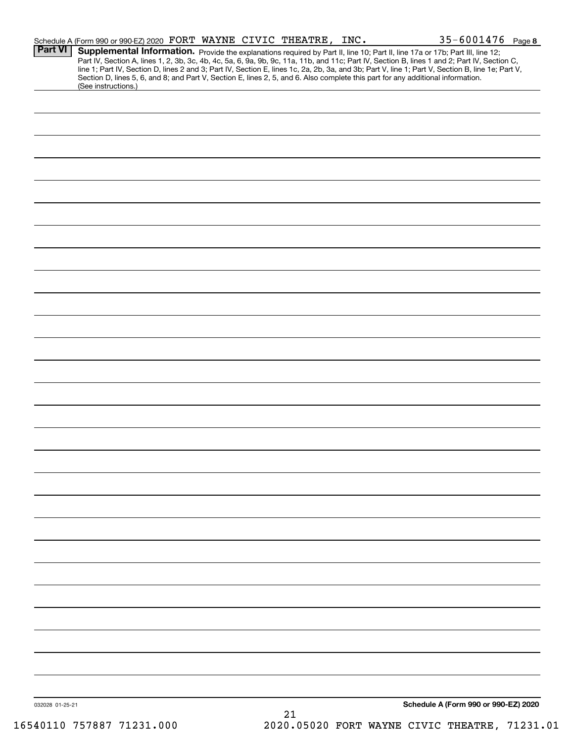Schedule A (Form 990 or 990-EZ) 2020 FORT WAYNE CIVIC THEATRE, INC. 35-6001476 Page 8

**Part VI** **Supplemental Information.** Provide the explanations required by Part II, line 10; Part II, line 17a or 17b; Part III, line 12; Part IV, Section A, lines 1, 2, 3b, 3c, 4b, 4c, 5a, 6, 9a, 9b, 9c, 11a, 11b, and 11c; Part IV, Section B, lines 1 and 2; Part IV, Section C, line 1; Part IV, Section D, lines 2 and 3; Part IV, Section E, lines 1c, 2a, 2b, 3a, and 3b; Part V, line 1; Part V, Section B, line 1e; Part V, Section D, lines 5, 6, and 8; and Part V, Section E, lines 2, 5, and 6. Also complete this part for any additional information. (See instructions.)

032028 01-25-21

**Schedule A (Form 990 or 990-EZ) 2020**

16540110 757887 71231.000 2020.05020 FORT WAYNE CIVIC THEATRE, 71231.01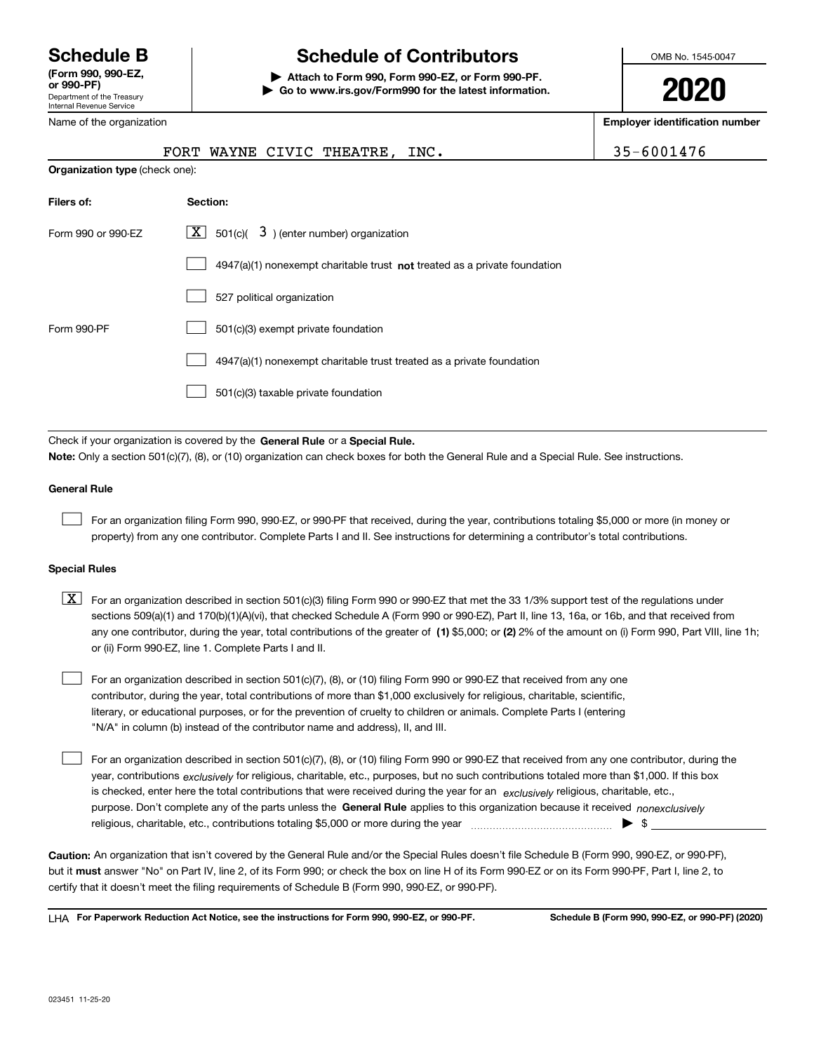# Schedule B

**(Form 990, 990-EZ, or 990-PF)**

Department of the Treasury
Internal Revenue Service

# Schedule of Contributors

**▶ Attach to Form 990, Form 990-EZ, or Form 990-PF.**
**▶ Go to www.irs.gov/Form990 for the latest information.**

OMB No. 1545-0047

**2020**

Name of the organization: FORT WAYNE CIVIC THEATRE, INC.

**Employer identification number:** 35-6001476

**Organization type** (check one):

| Filers of: | Section: |
|---|---|
| Form 990 or 990-EZ | [X] 501(c)( 3 ) (enter number) organization |
| | [ ] 4947(a)(1) nonexempt charitable trust **not** treated as a private foundation |
| | [ ] 527 political organization |
| Form 990-PF | [ ] 501(c)(3) exempt private foundation |
| | [ ] 4947(a)(1) nonexempt charitable trust treated as a private foundation |
| | [ ] 501(c)(3) taxable private foundation |

Check if your organization is covered by the **General Rule** or a **Special Rule.**

**Note:** Only a section 501(c)(7), (8), or (10) organization can check boxes for both the General Rule and a Special Rule. See instructions.

### General Rule

[ ] For an organization filing Form 990, 990-EZ, or 990-PF that received, during the year, contributions totaling $5,000 or more (in money or property) from any one contributor. Complete Parts I and II. See instructions for determining a contributor's total contributions.

### Special Rules

[X] For an organization described in section 501(c)(3) filing Form 990 or 990-EZ that met the 33 1/3% support test of the regulations under sections 509(a)(1) and 170(b)(1)(A)(vi), that checked Schedule A (Form 990 or 990-EZ), Part II, line 13, 16a, or 16b, and that received from any one contributor, during the year, total contributions of the greater of **(1)** $5,000; or **(2)** 2% of the amount on (i) Form 990, Part VIII, line 1h; or (ii) Form 990-EZ, line 1. Complete Parts I and II.

[ ] For an organization described in section 501(c)(7), (8), or (10) filing Form 990 or 990-EZ that received from any one contributor, during the year, total contributions of more than $1,000 exclusively for religious, charitable, scientific, literary, or educational purposes, or for the prevention of cruelty to children or animals. Complete Parts I (entering "N/A" in column (b) instead of the contributor name and address), II, and III.

[ ] For an organization described in section 501(c)(7), (8), or (10) filing Form 990 or 990-EZ that received from any one contributor, during the year, contributions *exclusively* for religious, charitable, etc., purposes, but no such contributions totaled more than $1,000. If this box is checked, enter here the total contributions that were received during the year for an *exclusively* religious, charitable, etc., purpose. Don't complete any of the parts unless the **General Rule** applies to this organization because it received *nonexclusively* religious, charitable, etc., contributions totaling $5,000 or more during the year ▶ $

**Caution:** An organization that isn't covered by the General Rule and/or the Special Rules doesn't file Schedule B (Form 990, 990-EZ, or 990-PF), but it **must** answer "No" on Part IV, line 2, of its Form 990; or check the box on line H of its Form 990-EZ or on its Form 990-PF, Part I, line 2, to certify that it doesn't meet the filing requirements of Schedule B (Form 990, 990-EZ, or 990-PF).

LHA **For Paperwork Reduction Act Notice, see the instructions for Form 990, 990-EZ, or 990-PF.** **Schedule B (Form 990, 990-EZ, or 990-PF) (2020)**

023451 11-25-20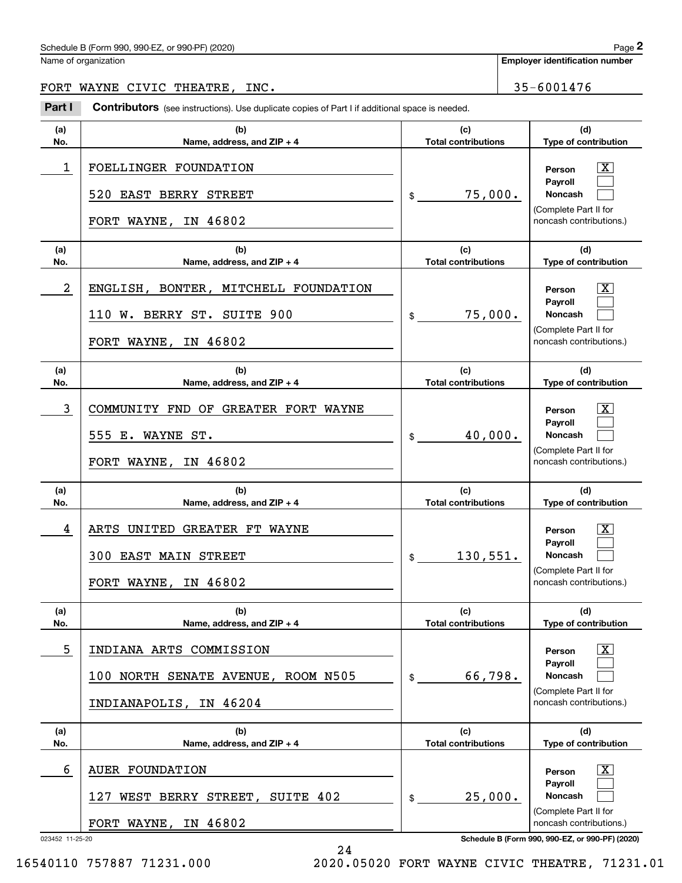Name of organization

FORT WAYNE CIVIC THEATRE, INC.

**Employer identification number**

35-6001476

**Part I** **Contributors** (see instructions). Use duplicate copies of Part I if additional space is needed.

| (a) No. | (b) Name, address, and ZIP + 4 | (c) Total contributions | (d) Type of contribution |
|---|---|---|---|
| 1 | FOELLINGER FOUNDATION<br>520 EAST BERRY STREET<br>FORT WAYNE, IN 46802 | $ 75,000. | Person [X]<br>Payroll [ ]<br>Noncash [ ]<br>(Complete Part II for noncash contributions.) |
| 2 | ENGLISH, BONTER, MITCHELL FOUNDATION<br>110 W. BERRY ST. SUITE 900<br>FORT WAYNE, IN 46802 | $ 75,000. | Person [X]<br>Payroll [ ]<br>Noncash [ ]<br>(Complete Part II for noncash contributions.) |
| 3 | COMMUNITY FND OF GREATER FORT WAYNE<br>555 E. WAYNE ST.<br>FORT WAYNE, IN 46802 | $ 40,000. | Person [X]<br>Payroll [ ]<br>Noncash [ ]<br>(Complete Part II for noncash contributions.) |
| 4 | ARTS UNITED GREATER FT WAYNE<br>300 EAST MAIN STREET<br>FORT WAYNE, IN 46802 | $ 130,551. | Person [X]<br>Payroll [ ]<br>Noncash [ ]<br>(Complete Part II for noncash contributions.) |
| 5 | INDIANA ARTS COMMISSION<br>100 NORTH SENATE AVENUE, ROOM N505<br>INDIANAPOLIS, IN 46204 | $ 66,798. | Person [X]<br>Payroll [ ]<br>Noncash [ ]<br>(Complete Part II for noncash contributions.) |
| 6 | AUER FOUNDATION<br>127 WEST BERRY STREET, SUITE 402<br>FORT WAYNE, IN 46802 | $ 25,000. | Person [X]<br>Payroll [ ]<br>Noncash [ ]<br>(Complete Part II for noncash contributions.) |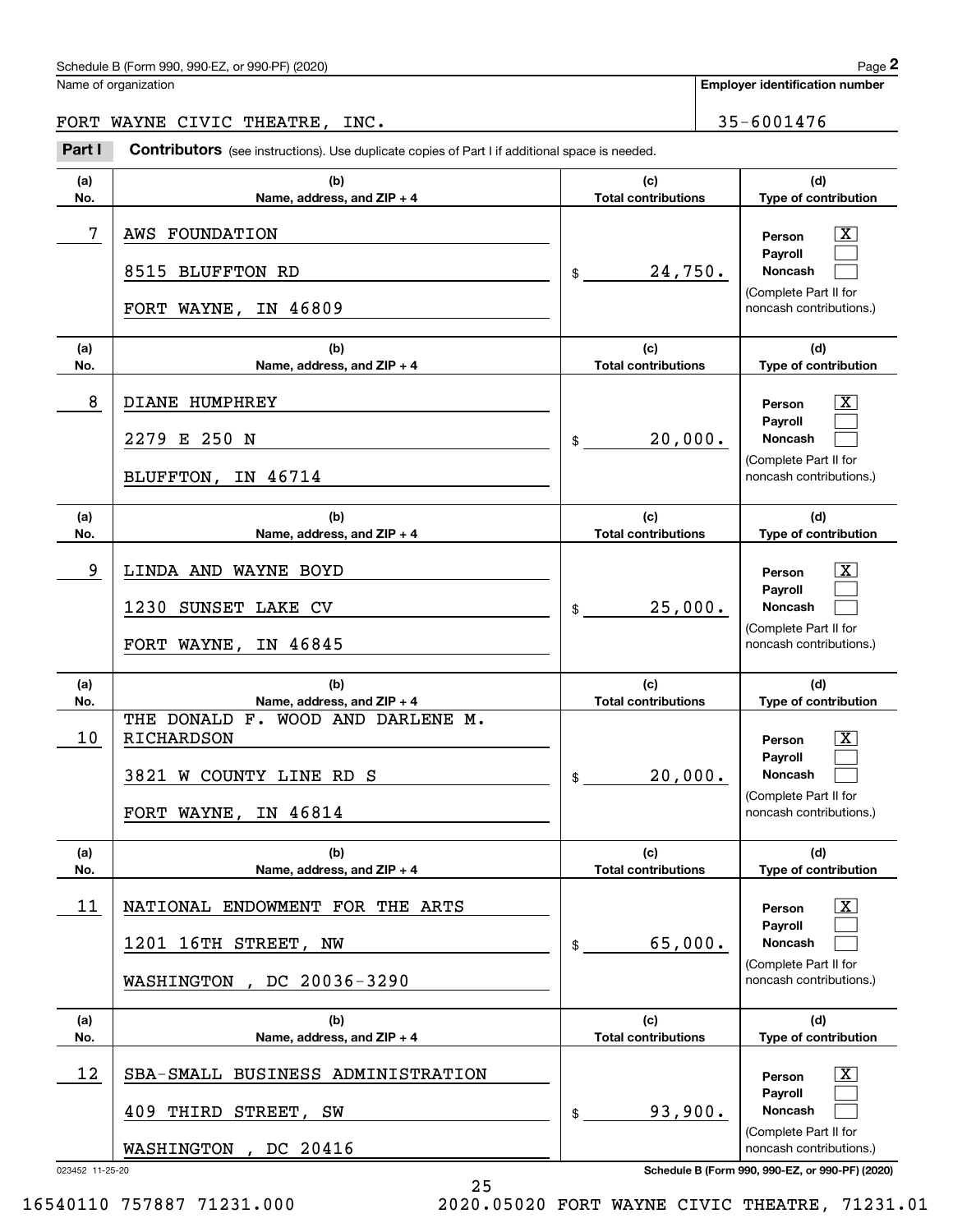Schedule B (Form 990, 990-EZ, or 990-PF) (2020)

Name of organization: FORT WAYNE CIVIC THEATRE, INC.

Employer identification number: 35-6001476

**Part I** **Contributors** (see instructions). Use duplicate copies of Part I if additional space is needed.

| (a) No. | (b) Name, address, and ZIP + 4 | (c) Total contributions | (d) Type of contribution |
|---|---|---|---|
| 7 | AWS FOUNDATION<br>8515 BLUFFTON RD<br>FORT WAYNE, IN 46809 | $ 24,750. | Person [X]<br>Payroll [ ]<br>Noncash [ ]<br>(Complete Part II for noncash contributions.) |
| 8 | DIANE HUMPHREY<br>2279 E 250 N<br>BLUFFTON, IN 46714 | $ 20,000. | Person [X]<br>Payroll [ ]<br>Noncash [ ]<br>(Complete Part II for noncash contributions.) |
| 9 | LINDA AND WAYNE BOYD<br>1230 SUNSET LAKE CV<br>FORT WAYNE, IN 46845 | $ 25,000. | Person [X]<br>Payroll [ ]<br>Noncash [ ]<br>(Complete Part II for noncash contributions.) |
| 10 | THE DONALD F. WOOD AND DARLENE M. RICHARDSON<br>3821 W COUNTY LINE RD S<br>FORT WAYNE, IN 46814 | $ 20,000. | Person [X]<br>Payroll [ ]<br>Noncash [ ]<br>(Complete Part II for noncash contributions.) |
| 11 | NATIONAL ENDOWMENT FOR THE ARTS<br>1201 16TH STREET, NW<br>WASHINGTON , DC 20036-3290 | $ 65,000. | Person [X]<br>Payroll [ ]<br>Noncash [ ]<br>(Complete Part II for noncash contributions.) |
| 12 | SBA-SMALL BUSINESS ADMINISTRATION<br>409 THIRD STREET, SW<br>WASHINGTON , DC 20416 | $ 93,900. | Person [X]<br>Payroll [ ]<br>Noncash [ ]<br>(Complete Part II for noncash contributions.) |

023452 11-25-20

Schedule B (Form 990, 990-EZ, or 990-PF) (2020)

16540110 757887 71231.000 2020.05020 FORT WAYNE CIVIC THEATRE, 71231.01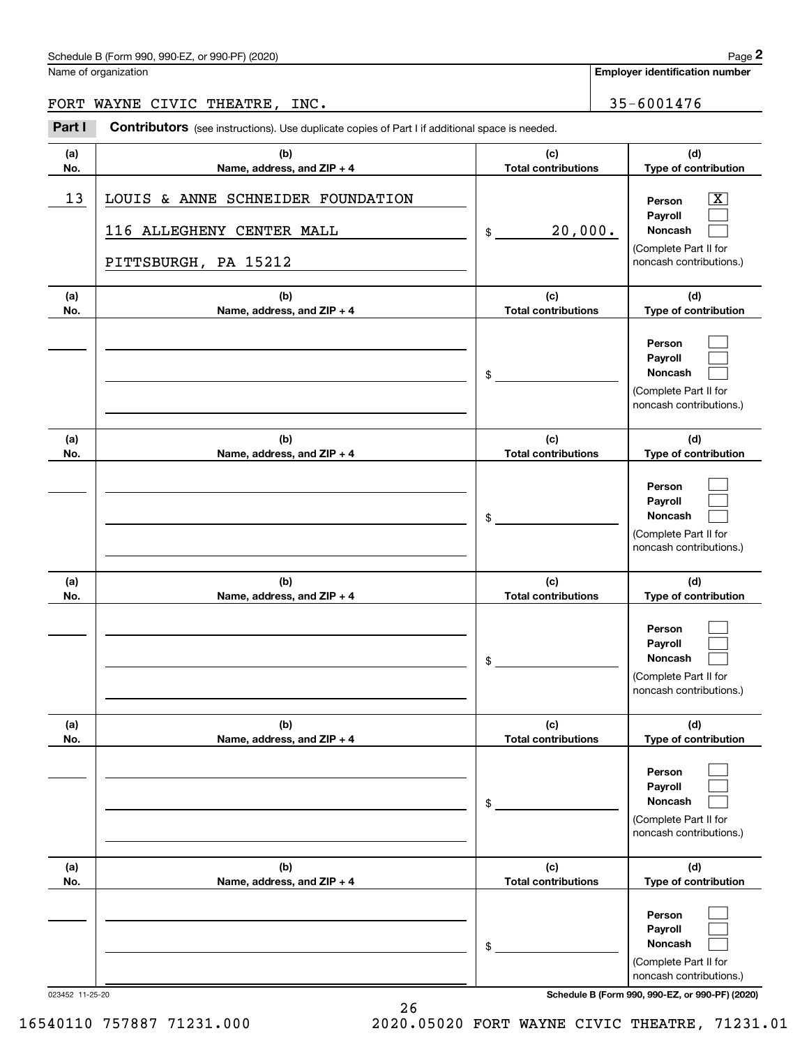Schedule B (Form 990, 990-EZ, or 990-PF) (2020)

Name of organization: FORT WAYNE CIVIC THEATRE, INC.

Employer identification number: 35-6001476

**Part I** **Contributors** (see instructions). Use duplicate copies of Part I if additional space is needed.

| (a) No. | (b) Name, address, and ZIP + 4 | (c) Total contributions | (d) Type of contribution |
|---|---|---|---|
| 13 | LOUIS & ANNE SCHNEIDER FOUNDATION<br>116 ALLEGHENY CENTER MALL<br>PITTSBURGH, PA 15212 | $ 20,000. | Person [X]<br>Payroll [ ]<br>Noncash [ ]<br>(Complete Part II for noncash contributions.) |
| | | $ | Person [ ]<br>Payroll [ ]<br>Noncash [ ]<br>(Complete Part II for noncash contributions.) |
| | | $ | Person [ ]<br>Payroll [ ]<br>Noncash [ ]<br>(Complete Part II for noncash contributions.) |
| | | $ | Person [ ]<br>Payroll [ ]<br>Noncash [ ]<br>(Complete Part II for noncash contributions.) |
| | | $ | Person [ ]<br>Payroll [ ]<br>Noncash [ ]<br>(Complete Part II for noncash contributions.) |
| | | $ | Person [ ]<br>Payroll [ ]<br>Noncash [ ]<br>(Complete Part II for noncash contributions.) |

023452 11-25-20

16540110 757887 71231.000 2020.05020 FORT WAYNE CIVIC THEATRE, 71231.01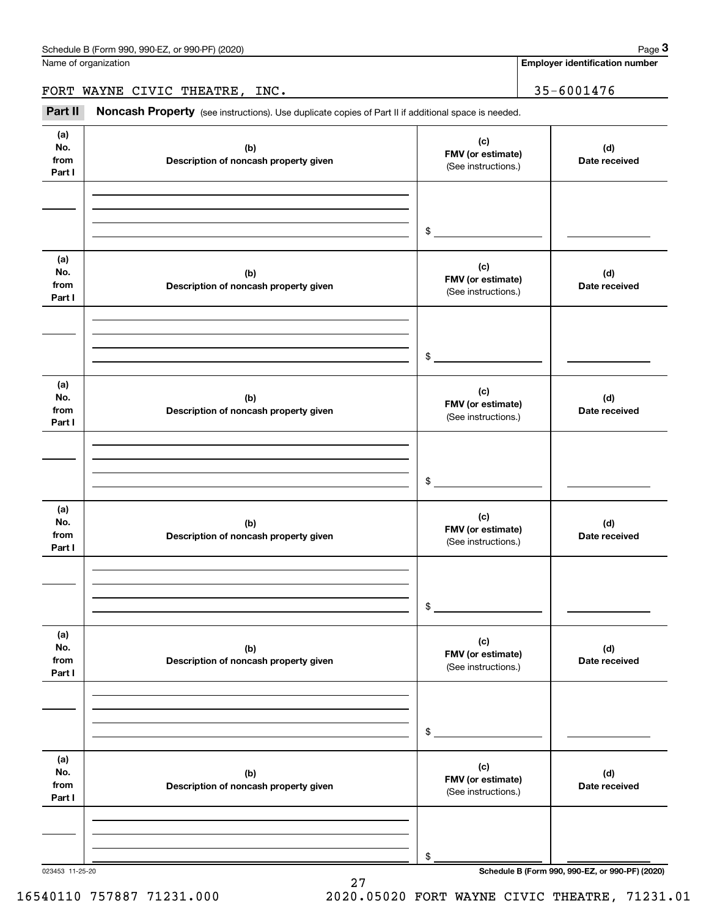Schedule B (Form 990, 990-EZ, or 990-PF) (2020)

Name of organization: FORT WAYNE CIVIC THEATRE, INC.

Employer identification number: 35-6001476

**Part II** **Noncash Property** (see instructions). Use duplicate copies of Part II if additional space is needed.

| (a) No. from Part I | (b) Description of noncash property given | (c) FMV (or estimate) (See instructions.) | (d) Date received |
|---|---|---|---|
| | | $ | |

| (a) No. from Part I | (b) Description of noncash property given | (c) FMV (or estimate) (See instructions.) | (d) Date received |
|---|---|---|---|
| | | $ | |

| (a) No. from Part I | (b) Description of noncash property given | (c) FMV (or estimate) (See instructions.) | (d) Date received |
|---|---|---|---|
| | | $ | |

| (a) No. from Part I | (b) Description of noncash property given | (c) FMV (or estimate) (See instructions.) | (d) Date received |
|---|---|---|---|
| | | $ | |

| (a) No. from Part I | (b) Description of noncash property given | (c) FMV (or estimate) (See instructions.) | (d) Date received |
|---|---|---|---|
| | | $ | |

| (a) No. from Part I | (b) Description of noncash property given | (c) FMV (or estimate) (See instructions.) | (d) Date received |
|---|---|---|---|
| | | $ | |

023453 11-25-20

Schedule B (Form 990, 990-EZ, or 990-PF) (2020)

16540110 757887 71231.000 2020.05020 FORT WAYNE CIVIC THEATRE, 71231.01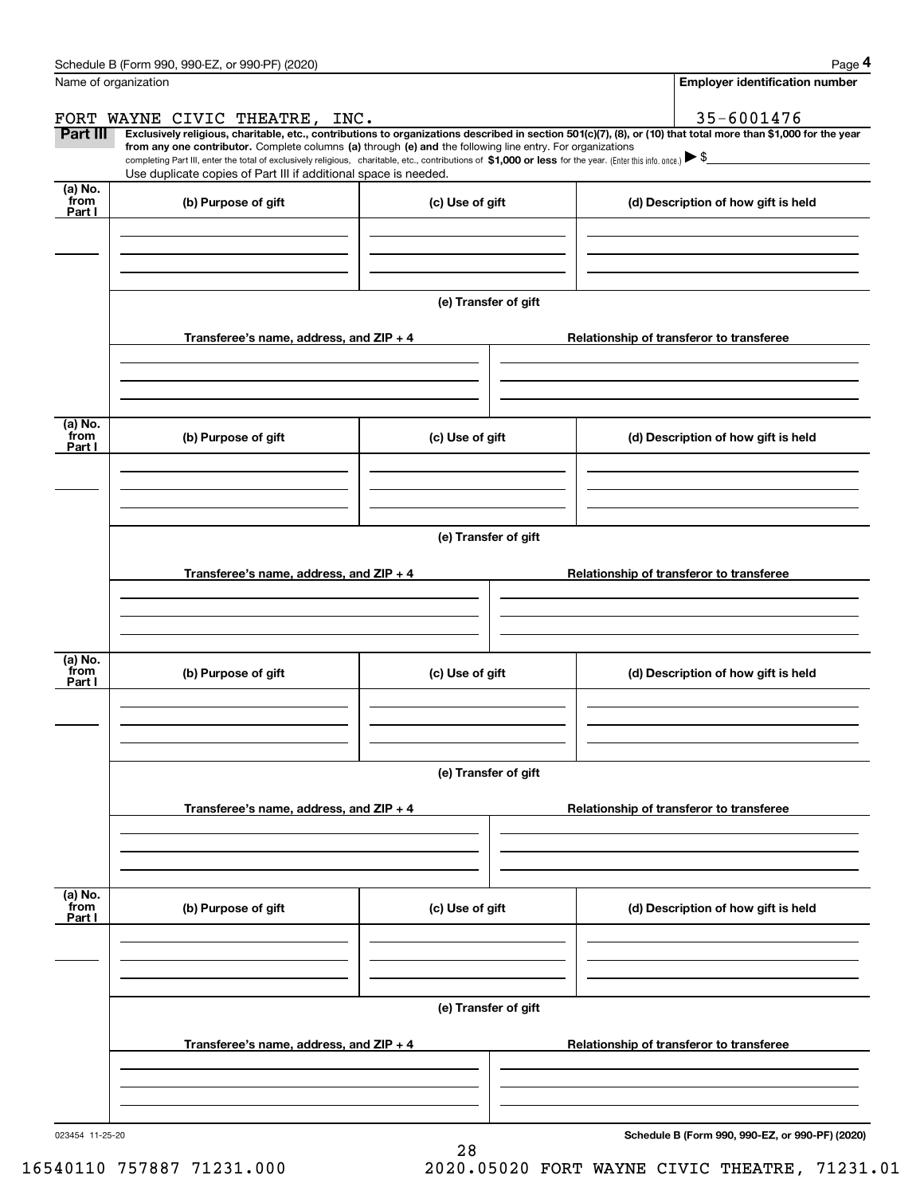Name of organization

FORT WAYNE CIVIC THEATRE, INC.

**Employer identification number**

35-6001476

**Part III** **Exclusively religious, charitable, etc., contributions to organizations described in section 501(c)(7), (8), or (10) that total more than $1,000 for the year from any one contributor.** Complete columns **(a)** through **(e) and** the following line entry. For organizations completing Part III, enter the total of exclusively religious, charitable, etc., contributions of **$1,000 or less** for the year. (Enter this info. once.) ▶ $

Use duplicate copies of Part III if additional space is needed.

| (a) No. from Part I | (b) Purpose of gift | (c) Use of gift | (d) Description of how gift is held |
|---|---|---|---|
| | | | |

**(e) Transfer of gift**

| Transferee's name, address, and ZIP + 4 | Relationship of transferor to transferee |
|---|---|
| | |

| (a) No. from Part I | (b) Purpose of gift | (c) Use of gift | (d) Description of how gift is held |
|---|---|---|---|
| | | | |

**(e) Transfer of gift**

| Transferee's name, address, and ZIP + 4 | Relationship of transferor to transferee |
|---|---|
| | |

| (a) No. from Part I | (b) Purpose of gift | (c) Use of gift | (d) Description of how gift is held |
|---|---|---|---|
| | | | |

**(e) Transfer of gift**

| Transferee's name, address, and ZIP + 4 | Relationship of transferor to transferee |
|---|---|
| | |

| (a) No. from Part I | (b) Purpose of gift | (c) Use of gift | (d) Description of how gift is held |
|---|---|---|---|
| | | | |

**(e) Transfer of gift**

| Transferee's name, address, and ZIP + 4 | Relationship of transferor to transferee |
|---|---|
| | |

023454 11-25-20

16540110 757887 71231.000 2020.05020 FORT WAYNE CIVIC THEATRE, 71231.01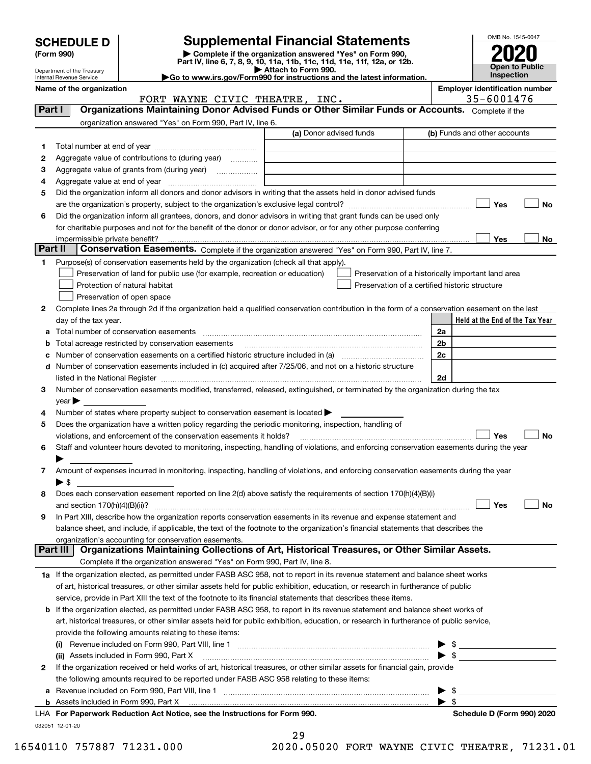# SCHEDULE D (Form 990)

Department of the Treasury
Internal Revenue Service

## Supplemental Financial Statements

▶ Complete if the organization answered "Yes" on Form 990, Part IV, line 6, 7, 8, 9, 10, 11a, 11b, 11c, 11d, 11e, 11f, 12a, or 12b.
▶ Attach to Form 990.
▶ Go to www.irs.gov/Form990 for instructions and the latest information.

OMB No. 1545-0047

**2020**

**Open to Public Inspection**

**Name of the organization:** FORT WAYNE CIVIC THEATRE, INC.

**Employer identification number:** 35-6001476

### Part I — Organizations Maintaining Donor Advised Funds or Other Similar Funds or Accounts. Complete if the organization answered "Yes" on Form 990, Part IV, line 6.

| | | (a) Donor advised funds | (b) Funds and other accounts |
|---|---|---|---|
| 1 | Total number at end of year | | |
| 2 | Aggregate value of contributions to (during year) | | |
| 3 | Aggregate value of grants from (during year) | | |
| 4 | Aggregate value at end of year | | |

5 Did the organization inform all donors and donor advisors in writing that the assets held in donor advised funds are the organization's property, subject to the organization's exclusive legal control? ☐ Yes ☐ No

6 Did the organization inform all grantees, donors, and donor advisors in writing that grant funds can be used only for charitable purposes and not for the benefit of the donor or donor advisor, or for any other purpose conferring impermissible private benefit? ☐ Yes ☐ No

### Part II — Conservation Easements. Complete if the organization answered "Yes" on Form 990, Part IV, line 7.

1 Purpose(s) of conservation easements held by the organization (check all that apply).

- ☐ Preservation of land for public use (for example, recreation or education)
- ☐ Protection of natural habitat
- ☐ Preservation of open space
- ☐ Preservation of a historically important land area
- ☐ Preservation of a certified historic structure

2 Complete lines 2a through 2d if the organization held a qualified conservation contribution in the form of a conservation easement on the last day of the tax year.

| | | | Held at the End of the Tax Year |
|---|---|---|---|
| a | Total number of conservation easements | 2a | |
| b | Total acreage restricted by conservation easements | 2b | |
| c | Number of conservation easements on a certified historic structure included in (a) | 2c | |
| d | Number of conservation easements included in (c) acquired after 7/25/06, and not on a historic structure listed in the National Register | 2d | |

3 Number of conservation easements modified, transferred, released, extinguished, or terminated by the organization during the tax year ▶

4 Number of states where property subject to conservation easement is located ▶

5 Does the organization have a written policy regarding the periodic monitoring, inspection, handling of violations, and enforcement of the conservation easements it holds? ☐ Yes ☐ No

6 Staff and volunteer hours devoted to monitoring, inspecting, handling of violations, and enforcing conservation easements during the year ▶

7 Amount of expenses incurred in monitoring, inspecting, handling of violations, and enforcing conservation easements during the year ▶ $

8 Does each conservation easement reported on line 2(d) above satisfy the requirements of section 170(h)(4)(B)(i) and section 170(h)(4)(B)(ii)? ☐ Yes ☐ No

9 In Part XIII, describe how the organization reports conservation easements in its revenue and expense statement and balance sheet, and include, if applicable, the text of the footnote to the organization's financial statements that describes the organization's accounting for conservation easements.

### Part III — Organizations Maintaining Collections of Art, Historical Treasures, or Other Similar Assets. Complete if the organization answered "Yes" on Form 990, Part IV, line 8.

1a If the organization elected, as permitted under FASB ASC 958, not to report in its revenue statement and balance sheet works of art, historical treasures, or other similar assets held for public exhibition, education, or research in furtherance of public service, provide in Part XIII the text of the footnote to its financial statements that describes these items.

b If the organization elected, as permitted under FASB ASC 958, to report in its revenue statement and balance sheet works of art, historical treasures, or other similar assets held for public exhibition, education, or research in furtherance of public service, provide the following amounts relating to these items:

(i) Revenue included on Form 990, Part VIII, line 1 ▶ $

(ii) Assets included in Form 990, Part X ▶ $

2 If the organization received or held works of art, historical treasures, or other similar assets for financial gain, provide the following amounts required to be reported under FASB ASC 958 relating to these items:

a Revenue included on Form 990, Part VIII, line 1 ▶ $

b Assets included in Form 990, Part X ▶ $

LHA For Paperwork Reduction Act Notice, see the Instructions for Form 990. **Schedule D (Form 990) 2020**

032051 12-01-20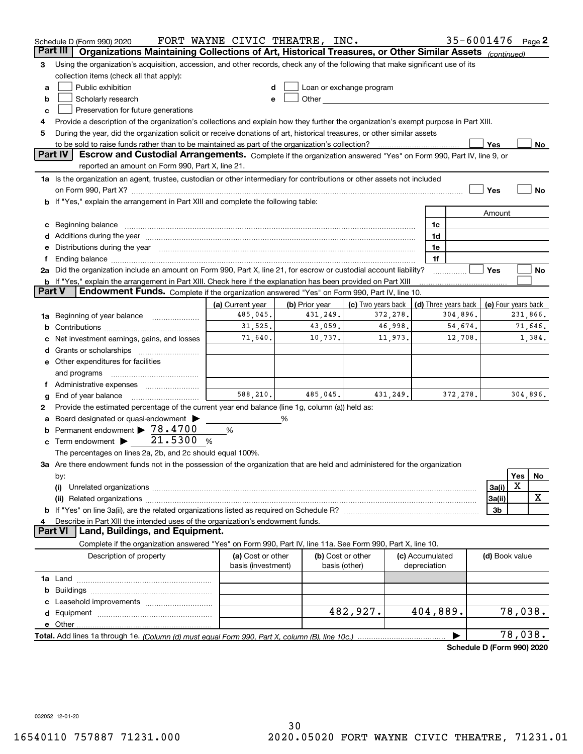Schedule D (Form 990) 2020 FORT WAYNE CIVIC THEATRE, INC. 35-6001476 Page 2

## Part III Organizations Maintaining Collections of Art, Historical Treasures, or Other Similar Assets *(continued)*

3 Using the organization's acquisition, accession, and other records, check any of the following that make significant use of its collection items (check all that apply):

a ☐ Public exhibition
b ☐ Scholarly research
c ☐ Preservation for future generations
d ☐ Loan or exchange program
e ☐ Other

4 Provide a description of the organization's collections and explain how they further the organization's exempt purpose in Part XIII.

5 During the year, did the organization solicit or receive donations of art, historical treasures, or other similar assets to be sold to raise funds rather than to be maintained as part of the organization's collection? ☐ Yes ☐ No

## Part IV Escrow and Custodial Arrangements.

Complete if the organization answered "Yes" on Form 990, Part IV, line 9, or reported an amount on Form 990, Part X, line 21.

1a Is the organization an agent, trustee, custodian or other intermediary for contributions or other assets not included on Form 990, Part X? ☐ Yes ☐ No

b If "Yes," explain the arrangement in Part XIII and complete the following table:

| | | Amount |
|---|---|---|
| c Beginning balance | 1c | |
| d Additions during the year | 1d | |
| e Distributions during the year | 1e | |
| f Ending balance | 1f | |

2a Did the organization include an amount on Form 990, Part X, line 21, for escrow or custodial account liability? ☐ Yes ☐ No

b If "Yes," explain the arrangement in Part XIII. Check here if the explanation has been provided on Part XIII ☐

## Part V Endowment Funds.

Complete if the organization answered "Yes" on Form 990, Part IV, line 10.

| | (a) Current year | (b) Prior year | (c) Two years back | (d) Three years back | (e) Four years back |
|---|---|---|---|---|---|
| 1a Beginning of year balance | 485,045. | 431,249. | 372,278. | 304,896. | 231,866. |
| b Contributions | 31,525. | 43,059. | 46,998. | 54,674. | 71,646. |
| c Net investment earnings, gains, and losses | 71,640. | 10,737. | 11,973. | 12,708. | 1,384. |
| d Grants or scholarships | | | | | |
| e Other expenditures for facilities and programs | | | | | |
| f Administrative expenses | | | | | |
| g End of year balance | 588,210. | 485,045. | 431,249. | 372,278. | 304,896. |

2 Provide the estimated percentage of the current year end balance (line 1g, column (a)) held as:

a Board designated or quasi-endowment ▶ ______ %
b Permanent endowment ▶ 78.4700 %
c Term endowment ▶ 21.5300 %

The percentages on lines 2a, 2b, and 2c should equal 100%.

3a Are there endowment funds not in the possession of the organization that are held and administered for the organization by:

| | | Yes | No |
|---|---|---|---|
| (i) Unrelated organizations | 3a(i) | X | |
| (ii) Related organizations | 3a(ii) | | X |
| b If "Yes" on line 3a(ii), are the related organizations listed as required on Schedule R? | 3b | | |

4 Describe in Part XIII the intended uses of the organization's endowment funds.

## Part VI Land, Buildings, and Equipment.

Complete if the organization answered "Yes" on Form 990, Part IV, line 11a. See Form 990, Part X, line 10.

| Description of property | (a) Cost or other basis (investment) | (b) Cost or other basis (other) | (c) Accumulated depreciation | (d) Book value |
|---|---|---|---|---|
| 1a Land | | | | |
| b Buildings | | | | |
| c Leasehold improvements | | | | |
| d Equipment | | 482,927. | 404,889. | 78,038. |
| e Other | | | | |
| **Total.** Add lines 1a through 1e. *(Column (d) must equal Form 990, Part X, column (B), line 10c.)* | | | ▶ | 78,038. |

**Schedule D (Form 990) 2020**

032052 12-01-20

16540110 757887 71231.000 2020.05020 FORT WAYNE CIVIC THEATRE, 71231.01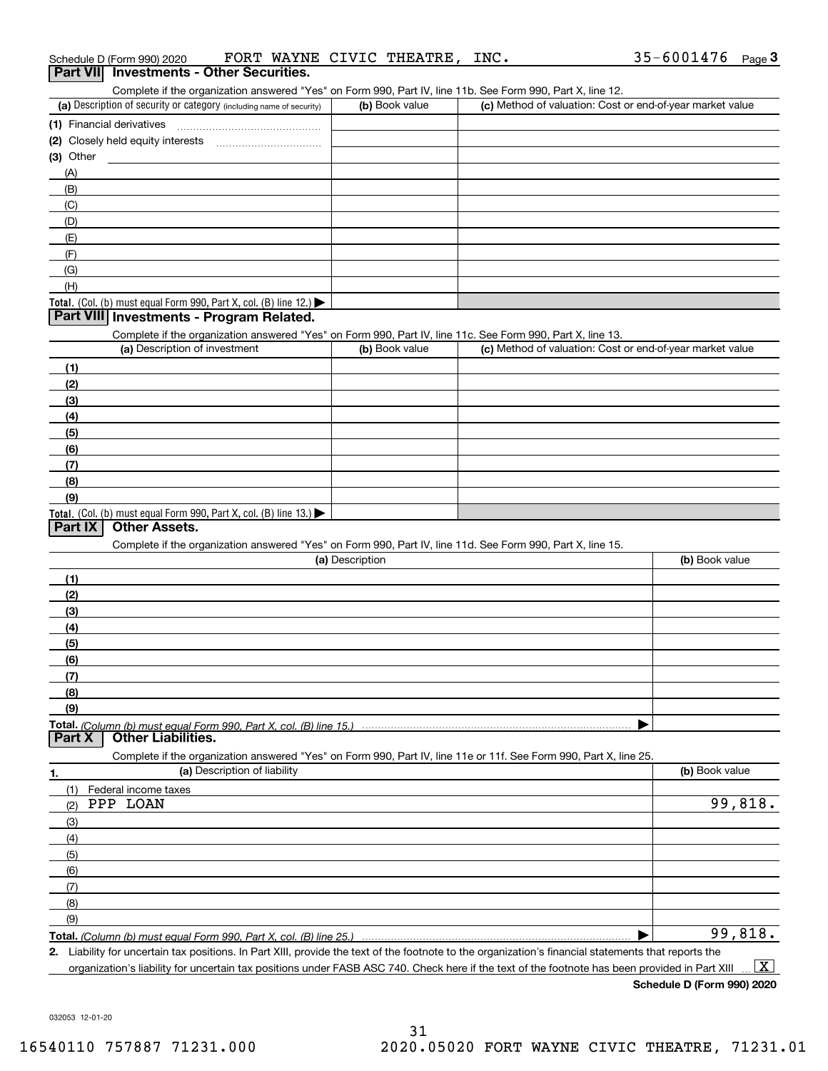Schedule D (Form 990) 2020 FORT WAYNE CIVIC THEATRE, INC. 35-6001476 Page 3

## Part VII Investments - Other Securities.

Complete if the organization answered "Yes" on Form 990, Part IV, line 11b. See Form 990, Part X, line 12.

| (a) Description of security or category (including name of security) | (b) Book value | (c) Method of valuation: Cost or end-of-year market value |
|---|---|---|
| (1) Financial derivatives | | |
| (2) Closely held equity interests | | |
| (3) Other | | |
| (A) | | |
| (B) | | |
| (C) | | |
| (D) | | |
| (E) | | |
| (F) | | |
| (G) | | |
| (H) | | |
| **Total.** (Col. (b) must equal Form 990, Part X, col. (B) line 12.) ▶ | | |

## Part VIII Investments - Program Related.

Complete if the organization answered "Yes" on Form 990, Part IV, line 11c. See Form 990, Part X, line 13.

| (a) Description of investment | (b) Book value | (c) Method of valuation: Cost or end-of-year market value |
|---|---|---|
| (1) | | |
| (2) | | |
| (3) | | |
| (4) | | |
| (5) | | |
| (6) | | |
| (7) | | |
| (8) | | |
| (9) | | |
| **Total.** (Col. (b) must equal Form 990, Part X, col. (B) line 13.) ▶ | | |

## Part IX Other Assets.

Complete if the organization answered "Yes" on Form 990, Part IV, line 11d. See Form 990, Part X, line 15.

| (a) Description | (b) Book value |
|---|---|
| (1) | |
| (2) | |
| (3) | |
| (4) | |
| (5) | |
| (6) | |
| (7) | |
| (8) | |
| (9) | |
| **Total.** *(Column (b) must equal Form 990, Part X, col. (B) line 15.)* ▶ | |

## Part X Other Liabilities.

Complete if the organization answered "Yes" on Form 990, Part IV, line 11e or 11f. See Form 990, Part X, line 25.

| 1. (a) Description of liability | (b) Book value |
|---|---|
| (1) Federal income taxes | |
| (2) PPP LOAN | 99,818. |
| (3) | |
| (4) | |
| (5) | |
| (6) | |
| (7) | |
| (8) | |
| (9) | |
| **Total.** *(Column (b) must equal Form 990, Part X, col. (B) line 25.)* ▶ | 99,818. |

2. Liability for uncertain tax positions. In Part XIII, provide the text of the footnote to the organization's financial statements that reports the organization's liability for uncertain tax positions under FASB ASC 740. Check here if the text of the footnote has been provided in Part XIII ... [X]

**Schedule D (Form 990) 2020**

032053 12-01-20

16540110 757887 71231.000 2020.05020 FORT WAYNE CIVIC THEATRE, 71231.01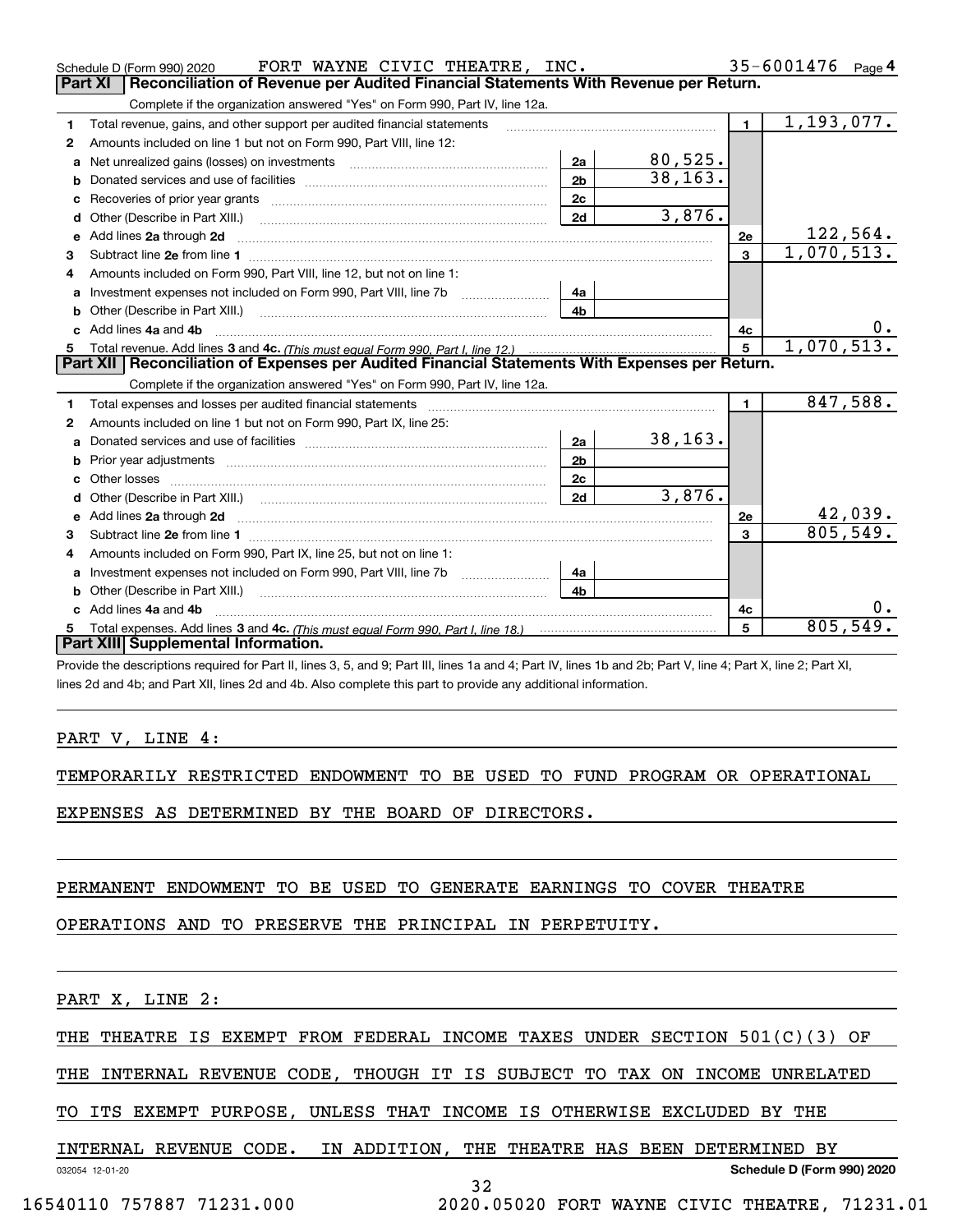Schedule D (Form 990) 2020 FORT WAYNE CIVIC THEATRE, INC. 35-6001476 Page 4

## Part XI Reconciliation of Revenue per Audited Financial Statements With Revenue per Return.

Complete if the organization answered "Yes" on Form 990, Part IV, line 12a.

| | | | | | |
|---|---|---|---|---|---|
| 1 | Total revenue, gains, and other support per audited financial statements | | | 1 | 1,193,077. |
| 2 | Amounts included on line 1 but not on Form 990, Part VIII, line 12: | | | | |
| a | Net unrealized gains (losses) on investments | 2a | 80,525. | | |
| b | Donated services and use of facilities | 2b | 38,163. | | |
| c | Recoveries of prior year grants | 2c | | | |
| d | Other (Describe in Part XIII.) | 2d | 3,876. | | |
| e | Add lines 2a through 2d | | | 2e | 122,564. |
| 3 | Subtract line 2e from line 1 | | | 3 | 1,070,513. |
| 4 | Amounts included on Form 990, Part VIII, line 12, but not on line 1: | | | | |
| a | Investment expenses not included on Form 990, Part VIII, line 7b | 4a | | | |
| b | Other (Describe in Part XIII.) | 4b | | | |
| c | Add lines 4a and 4b | | | 4c | 0. |
| 5 | Total revenue. Add lines 3 and 4c. *(This must equal Form 990, Part I, line 12.)* | | | 5 | 1,070,513. |

## Part XII Reconciliation of Expenses per Audited Financial Statements With Expenses per Return.

Complete if the organization answered "Yes" on Form 990, Part IV, line 12a.

| | | | | | |
|---|---|---|---|---|---|
| 1 | Total expenses and losses per audited financial statements | | | 1 | 847,588. |
| 2 | Amounts included on line 1 but not on Form 990, Part IX, line 25: | | | | |
| a | Donated services and use of facilities | 2a | 38,163. | | |
| b | Prior year adjustments | 2b | | | |
| c | Other losses | 2c | | | |
| d | Other (Describe in Part XIII.) | 2d | 3,876. | | |
| e | Add lines 2a through 2d | | | 2e | 42,039. |
| 3 | Subtract line 2e from line 1 | | | 3 | 805,549. |
| 4 | Amounts included on Form 990, Part IX, line 25, but not on line 1: | | | | |
| a | Investment expenses not included on Form 990, Part VIII, line 7b | 4a | | | |
| b | Other (Describe in Part XIII.) | 4b | | | |
| c | Add lines 4a and 4b | | | 4c | 0. |
| 5 | Total expenses. Add lines 3 and 4c. *(This must equal Form 990, Part I, line 18.)* | | | 5 | 805,549. |

## Part XIII Supplemental Information.

Provide the descriptions required for Part II, lines 3, 5, and 9; Part III, lines 1a and 4; Part IV, lines 1b and 2b; Part V, line 4; Part X, line 2; Part XI, lines 2d and 4b; and Part XII, lines 2d and 4b. Also complete this part to provide any additional information.

PART V, LINE 4:

TEMPORARILY RESTRICTED ENDOWMENT TO BE USED TO FUND PROGRAM OR OPERATIONAL EXPENSES AS DETERMINED BY THE BOARD OF DIRECTORS.

PERMANENT ENDOWMENT TO BE USED TO GENERATE EARNINGS TO COVER THEATRE OPERATIONS AND TO PRESERVE THE PRINCIPAL IN PERPETUITY.

PART X, LINE 2:

THE THEATRE IS EXEMPT FROM FEDERAL INCOME TAXES UNDER SECTION 501(C)(3) OF THE INTERNAL REVENUE CODE, THOUGH IT IS SUBJECT TO TAX ON INCOME UNRELATED TO ITS EXEMPT PURPOSE, UNLESS THAT INCOME IS OTHERWISE EXCLUDED BY THE INTERNAL REVENUE CODE. IN ADDITION, THE THEATRE HAS BEEN DETERMINED BY

032054 12-01-20 Schedule D (Form 990) 2020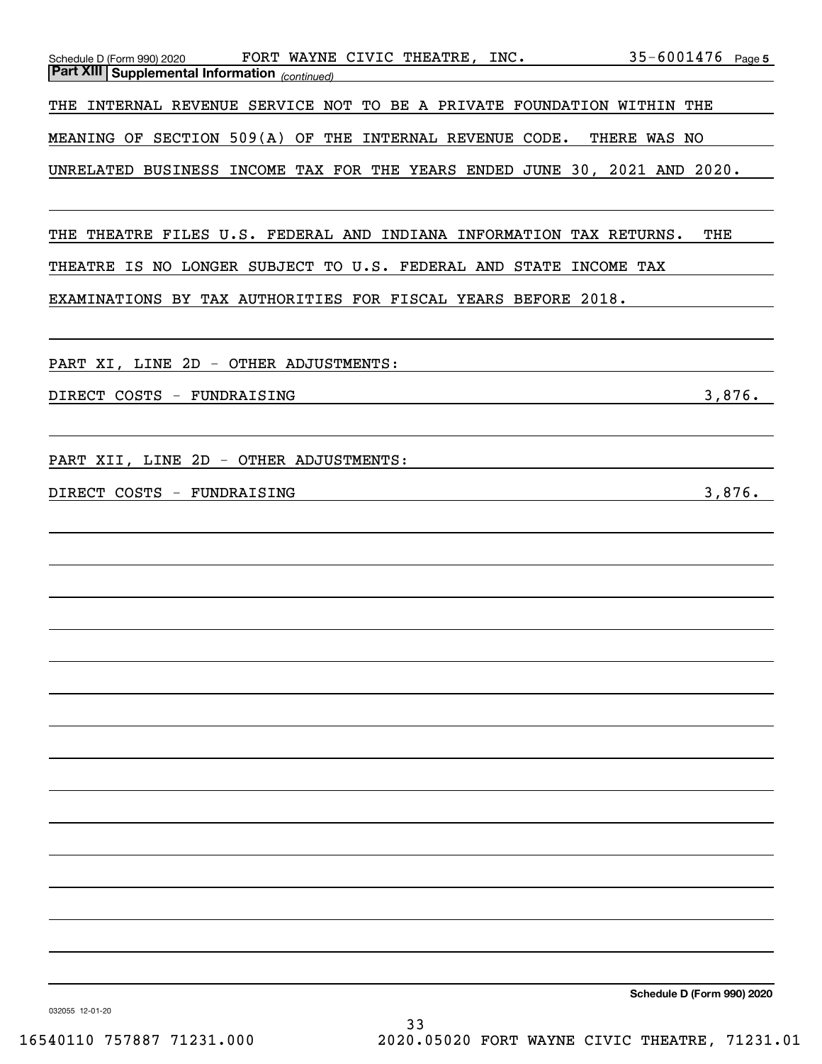## Part XIII Supplemental Information *(continued)*

THE INTERNAL REVENUE SERVICE NOT TO BE A PRIVATE FOUNDATION WITHIN THE MEANING OF SECTION 509(A) OF THE INTERNAL REVENUE CODE. THERE WAS NO UNRELATED BUSINESS INCOME TAX FOR THE YEARS ENDED JUNE 30, 2021 AND 2020.

THE THEATRE FILES U.S. FEDERAL AND INDIANA INFORMATION TAX RETURNS. THE THEATRE IS NO LONGER SUBJECT TO U.S. FEDERAL AND STATE INCOME TAX EXAMINATIONS BY TAX AUTHORITIES FOR FISCAL YEARS BEFORE 2018.

PART XI, LINE 2D - OTHER ADJUSTMENTS:

| | |
|---|---|
| DIRECT COSTS - FUNDRAISING | 3,876. |

PART XII, LINE 2D - OTHER ADJUSTMENTS:

| | |
|---|---|
| DIRECT COSTS - FUNDRAISING | 3,876. |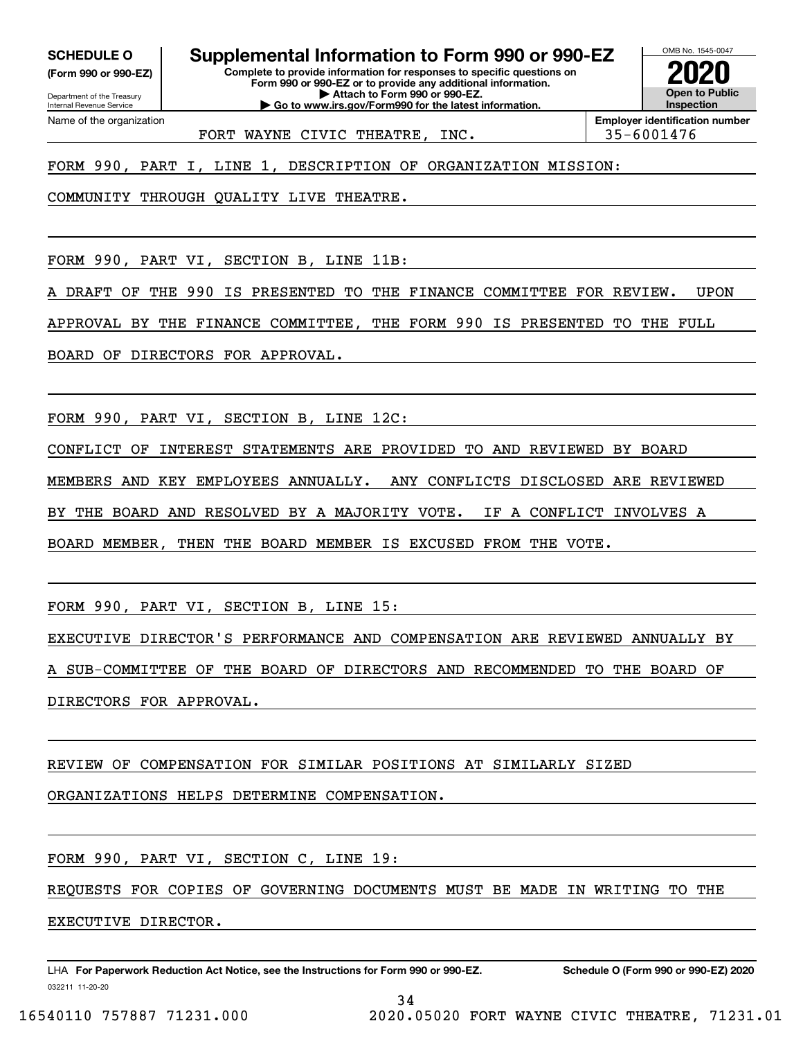**SCHEDULE O** (Form 990 or 990-EZ)

Department of the Treasury
Internal Revenue Service

# Supplemental Information to Form 990 or 990-EZ

**Complete to provide information for responses to specific questions on Form 990 or 990-EZ or to provide any additional information.**
**▶ Attach to Form 990 or 990-EZ.**
**▶ Go to www.irs.gov/Form990 for the latest information.**

OMB No. 1545-0047
**2020**
**Open to Public Inspection**

Name of the organization: FORT WAYNE CIVIC THEATRE, INC.
**Employer identification number:** 35-6001476

FORM 990, PART I, LINE 1, DESCRIPTION OF ORGANIZATION MISSION:

COMMUNITY THROUGH QUALITY LIVE THEATRE.

FORM 990, PART VI, SECTION B, LINE 11B:

A DRAFT OF THE 990 IS PRESENTED TO THE FINANCE COMMITTEE FOR REVIEW. UPON APPROVAL BY THE FINANCE COMMITTEE, THE FORM 990 IS PRESENTED TO THE FULL BOARD OF DIRECTORS FOR APPROVAL.

FORM 990, PART VI, SECTION B, LINE 12C:

CONFLICT OF INTEREST STATEMENTS ARE PROVIDED TO AND REVIEWED BY BOARD MEMBERS AND KEY EMPLOYEES ANNUALLY. ANY CONFLICTS DISCLOSED ARE REVIEWED BY THE BOARD AND RESOLVED BY A MAJORITY VOTE. IF A CONFLICT INVOLVES A BOARD MEMBER, THEN THE BOARD MEMBER IS EXCUSED FROM THE VOTE.

FORM 990, PART VI, SECTION B, LINE 15:

EXECUTIVE DIRECTOR'S PERFORMANCE AND COMPENSATION ARE REVIEWED ANNUALLY BY A SUB-COMMITTEE OF THE BOARD OF DIRECTORS AND RECOMMENDED TO THE BOARD OF DIRECTORS FOR APPROVAL.

REVIEW OF COMPENSATION FOR SIMILAR POSITIONS AT SIMILARLY SIZED ORGANIZATIONS HELPS DETERMINE COMPENSATION.

FORM 990, PART VI, SECTION C, LINE 19:

REQUESTS FOR COPIES OF GOVERNING DOCUMENTS MUST BE MADE IN WRITING TO THE EXECUTIVE DIRECTOR.

LHA **For Paperwork Reduction Act Notice, see the Instructions for Form 990 or 990-EZ.** **Schedule O (Form 990 or 990-EZ) 2020**
032211 11-20-20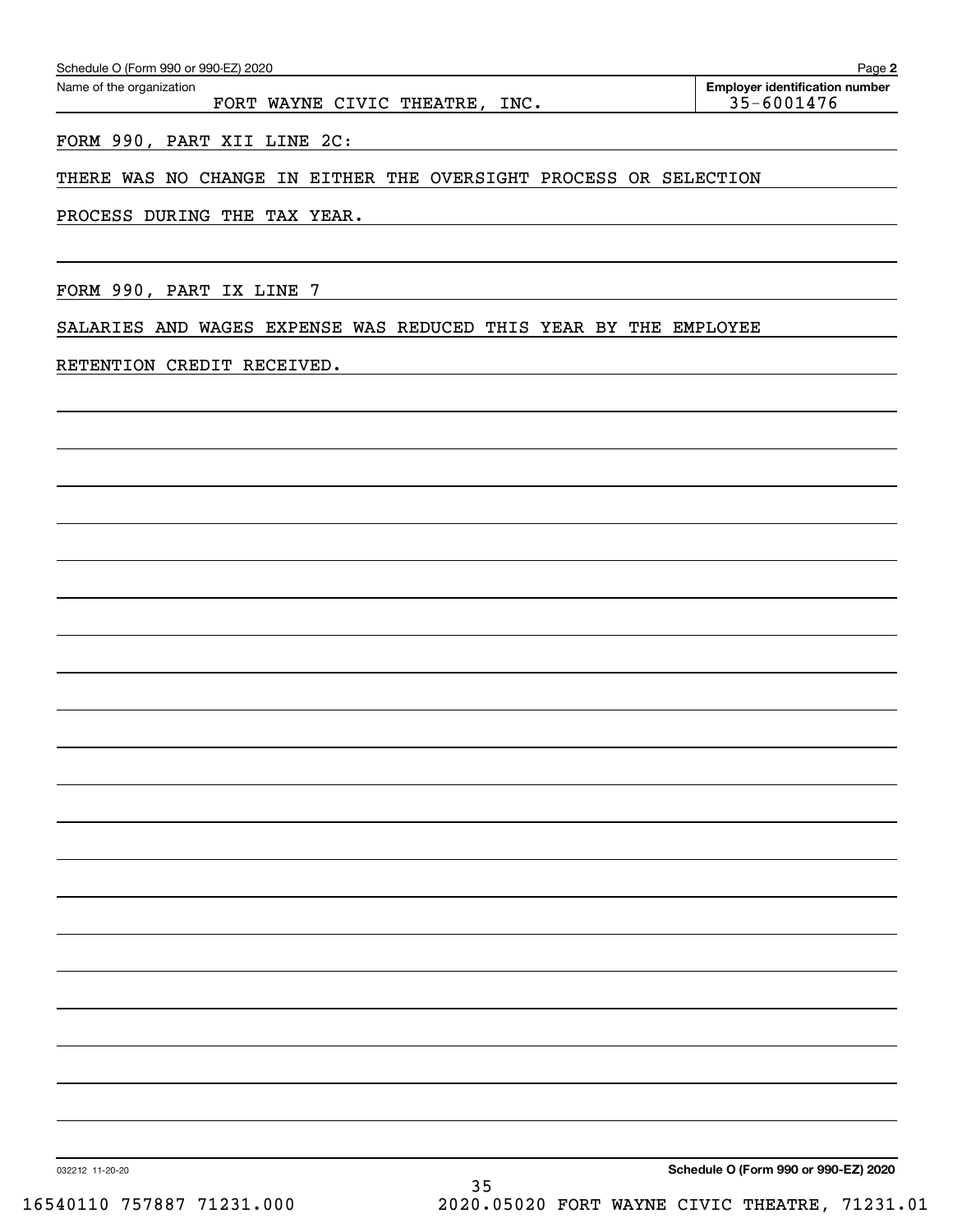Schedule O (Form 990 or 990-EZ) 2020 Page **2**

Name of the organization: FORT WAYNE CIVIC THEATRE, INC.

**Employer identification number**: 35-6001476

FORM 990, PART XII LINE 2C:

THERE WAS NO CHANGE IN EITHER THE OVERSIGHT PROCESS OR SELECTION PROCESS DURING THE TAX YEAR.

FORM 990, PART IX LINE 7

SALARIES AND WAGES EXPENSE WAS REDUCED THIS YEAR BY THE EMPLOYEE RETENTION CREDIT RECEIVED.

032212 11-20-20 **Schedule O (Form 990 or 990-EZ) 2020**

16540110 757887 71231.000 2020.05020 FORT WAYNE CIVIC THEATRE, 71231.01